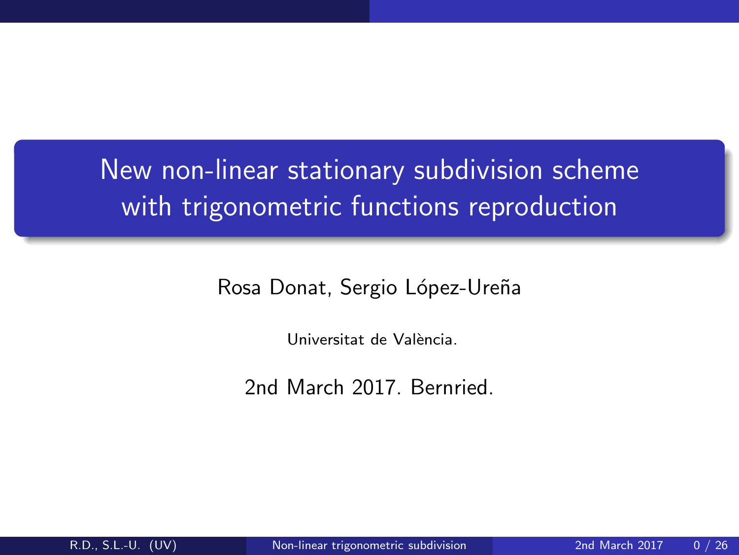# New non-linear stationary subdivision scheme with trigonometric functions reproduction

Rosa Donat, Sergio López-Ureña

Universitat de València.

2nd March 2017. Bernried.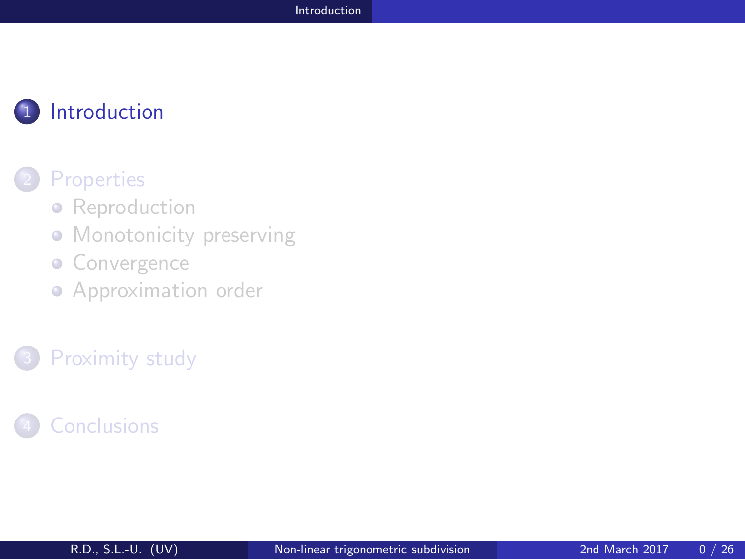1. Introduction
2. Properties
   - Reproduction
   - Monotonicity preserving
   - Convergence
   - Approximation order
3. Proximity study
4. Conclusions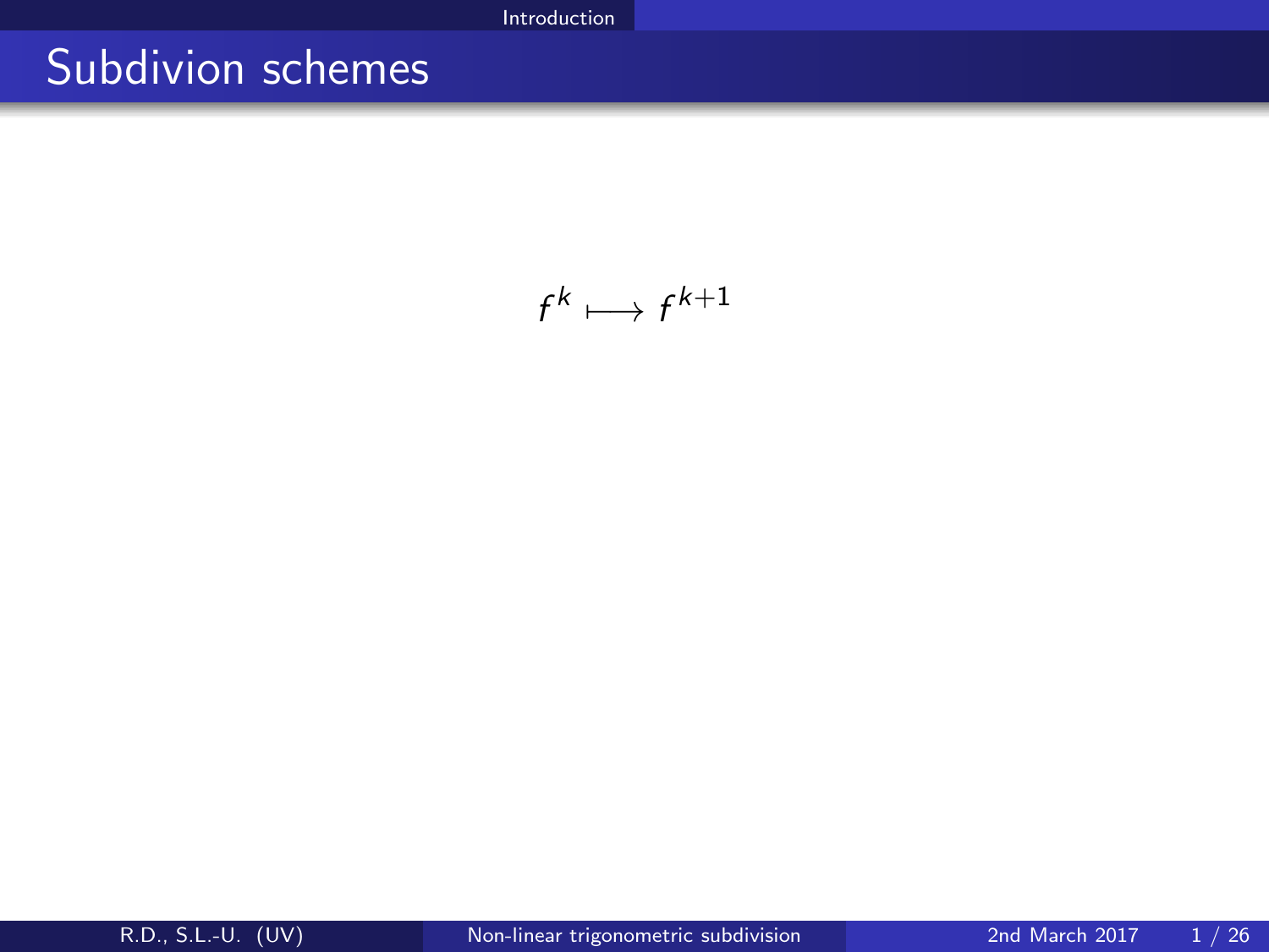# Subdivion schemes

$$f^k \longmapsto f^{k+1}$$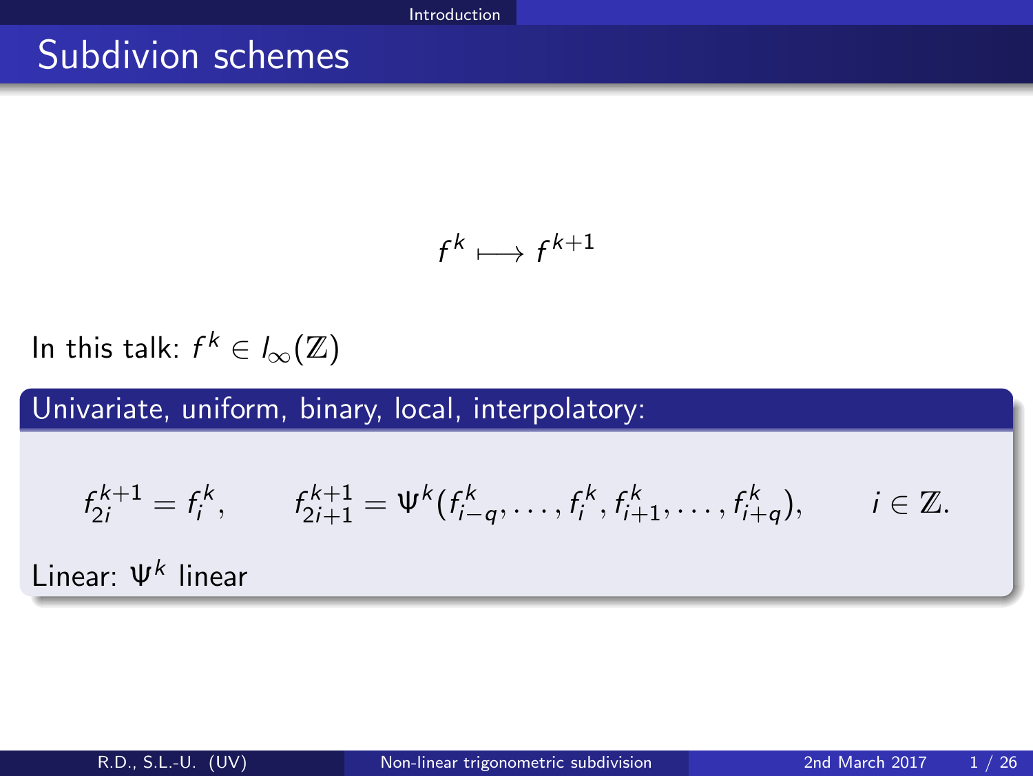# Subdivion schemes

$$f^k \longmapsto f^{k+1}$$

In this talk: $f^k \in l_\infty(\mathbb{Z})$

**Univariate, uniform, binary, local, interpolatory:**

$$f_{2i}^{k+1} = f_i^k, \qquad f_{2i+1}^{k+1} = \Psi^k(f_{i-q}^k, \ldots, f_i^k, f_{i+1}^k, \ldots, f_{i+q}^k), \qquad i \in \mathbb{Z}.$$

Linear: $\Psi^k$ linear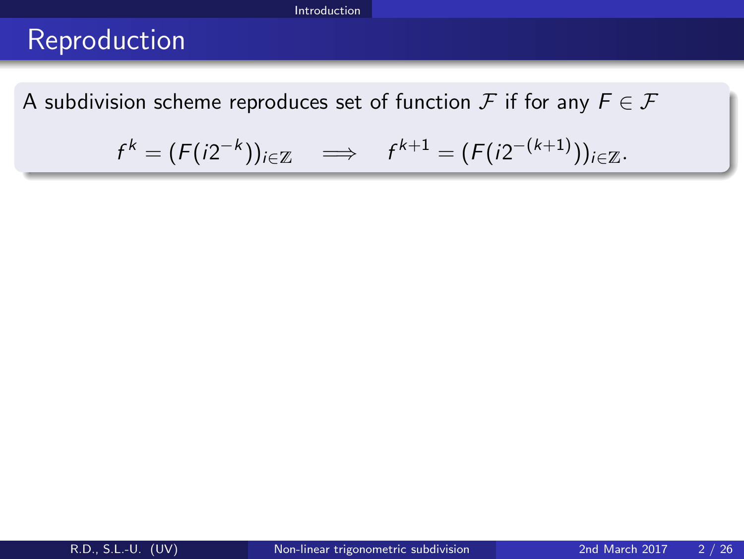# Reproduction

A subdivision scheme reproduces set of function $\mathcal{F}$ if for any $F \in \mathcal{F}$

$$f^k = (F(i2^{-k}))_{i\in\mathbb{Z}} \quad \Longrightarrow \quad f^{k+1} = (F(i2^{-(k+1)}))_{i\in\mathbb{Z}}.$$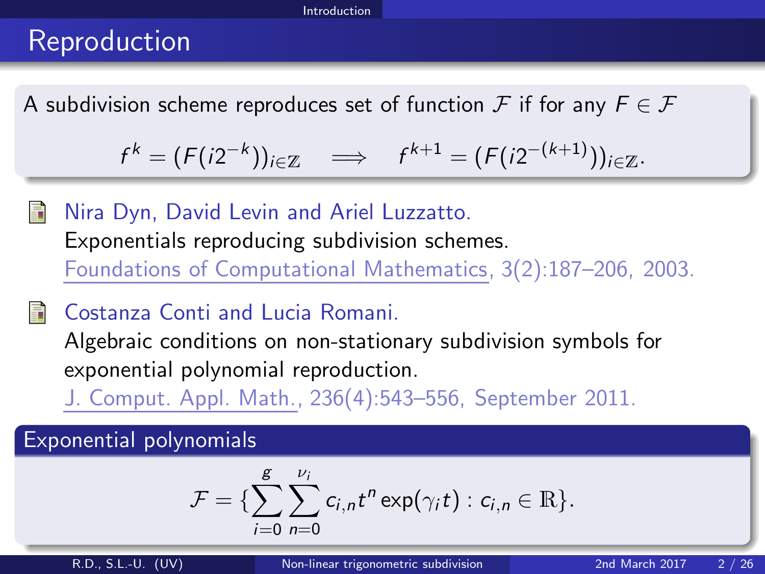## Reproduction

A subdivision scheme reproduces set of function $\mathcal{F}$ if for any $F \in \mathcal{F}$

$$f^k = (F(i2^{-k}))_{i\in\mathbb{Z}} \implies f^{k+1} = (F(i2^{-(k+1)}))_{i\in\mathbb{Z}}.$$

- Nira Dyn, David Levin and Ariel Luzzatto.
  Exponentials reproducing subdivision schemes.
  Foundations of Computational Mathematics, 3(2):187–206, 2003.

- Costanza Conti and Lucia Romani.
  Algebraic conditions on non-stationary subdivision symbols for exponential polynomial reproduction.
  J. Comput. Appl. Math., 236(4):543–556, September 2011.

**Exponential polynomials**

$$\mathcal{F} = \{\sum_{i=0}^{g}\sum_{n=0}^{\nu_i} c_{i,n} t^n \exp(\gamma_i t) : c_{i,n} \in \mathbb{R}\}.$$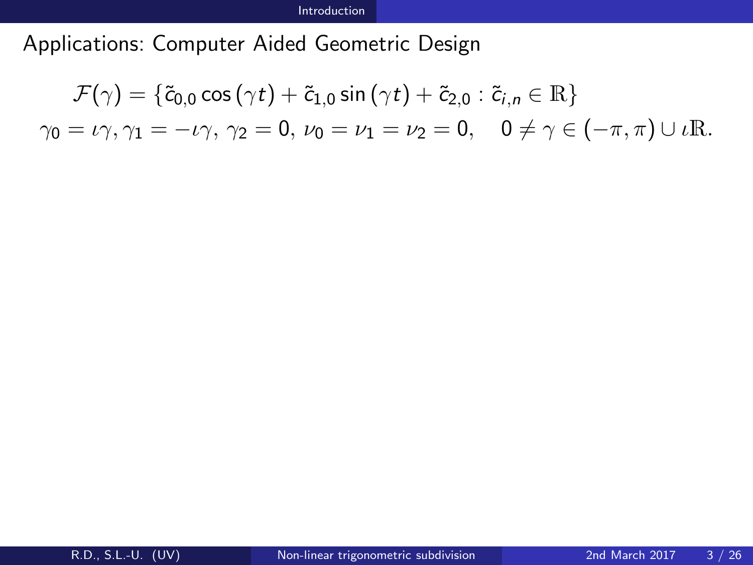## Applications: Computer Aided Geometric Design

$$\mathcal{F}(\gamma) = \{\tilde{c}_{0,0}\cos(\gamma t) + \tilde{c}_{1,0}\sin(\gamma t) + \tilde{c}_{2,0} : \tilde{c}_{i,n} \in \mathbb{R}\}$$

$$\gamma_0 = \iota\gamma, \gamma_1 = -\iota\gamma,\ \gamma_2 = 0,\ \nu_0 = \nu_1 = \nu_2 = 0, \quad 0 \neq \gamma \in (-\pi, \pi) \cup \iota\mathbb{R}.$$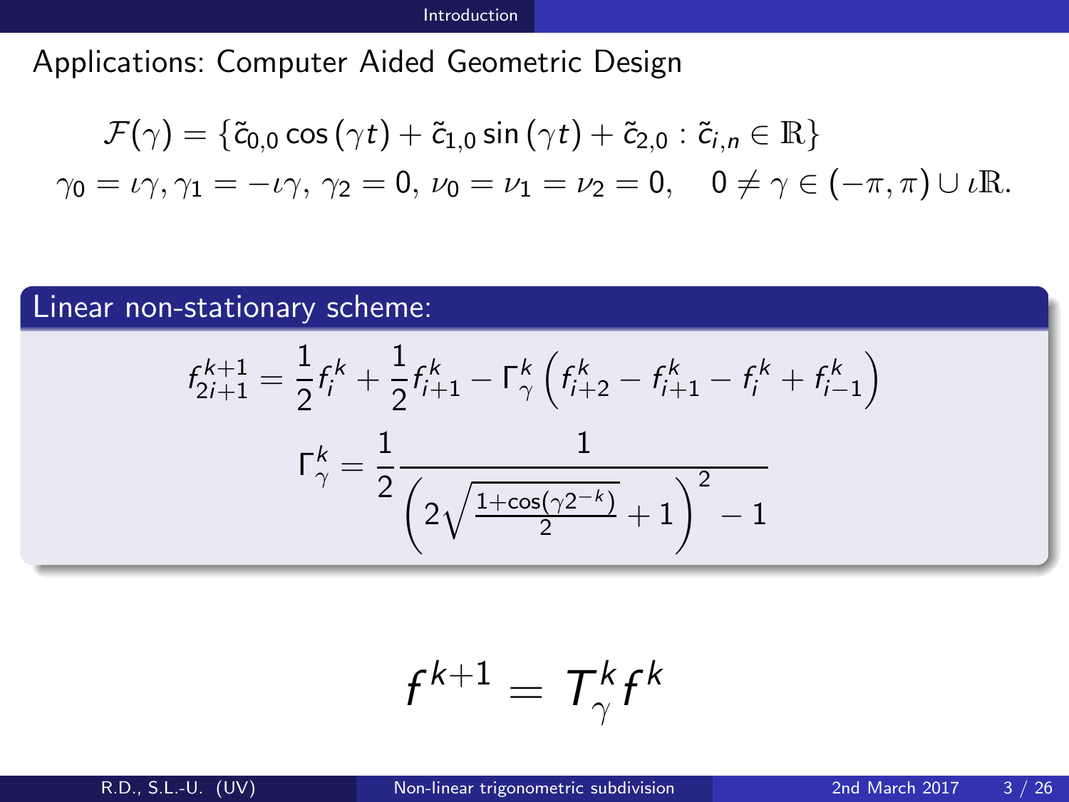## Applications: Computer Aided Geometric Design

$$\mathcal{F}(\gamma) = \{\tilde{c}_{0,0}\cos(\gamma t) + \tilde{c}_{1,0}\sin(\gamma t) + \tilde{c}_{2,0} : \tilde{c}_{i,n} \in \mathbb{R}\}$$

$$\gamma_0 = \iota\gamma, \gamma_1 = -\iota\gamma,\ \gamma_2 = 0,\ \nu_0 = \nu_1 = \nu_2 = 0, \quad 0 \neq \gamma \in (-\pi, \pi) \cup \iota\mathbb{R}.$$

### Linear non-stationary scheme:

$$f^{k+1}_{2i+1} = \frac{1}{2} f^k_i + \frac{1}{2} f^k_{i+1} - \Gamma^k_\gamma \left( f^k_{i+2} - f^k_{i+1} - f^k_i + f^k_{i-1} \right)$$

$$\Gamma^k_\gamma = \frac{1}{2} \frac{1}{\left(2\sqrt{\frac{1+\cos(\gamma 2^{-k})}{2}} + 1\right)^2 - 1}$$

$$f^{k+1} = T^k_\gamma f^k$$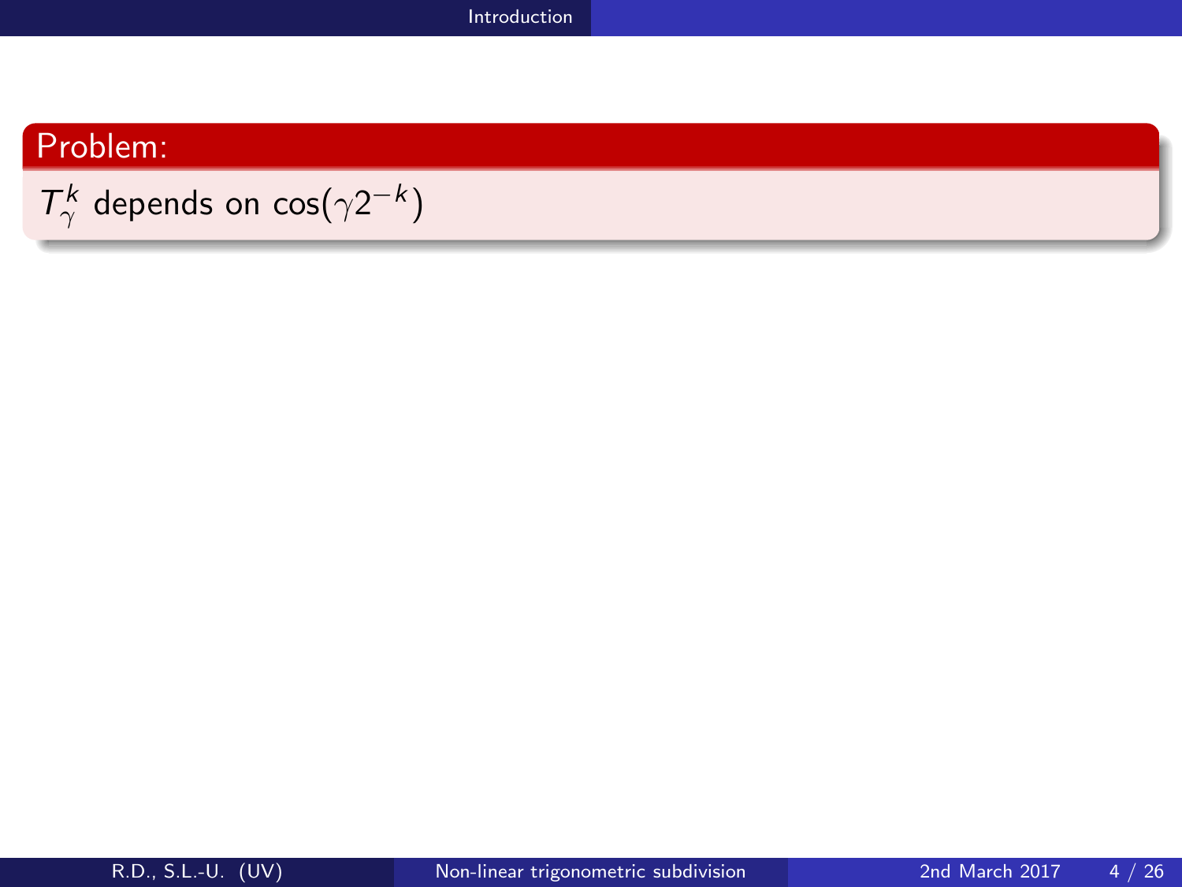**Problem:**

$T_{\gamma}^{k}$ depends on $\cos(\gamma 2^{-k})$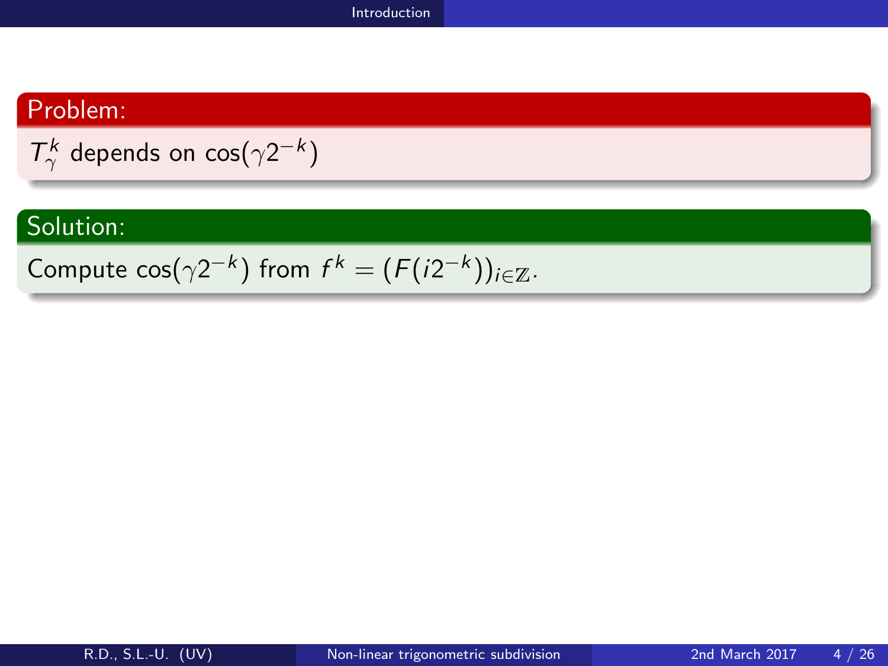**Problem:**

$T_\gamma^k$ depends on $\cos(\gamma 2^{-k})$

**Solution:**

Compute $\cos(\gamma 2^{-k})$ from $f^k = (F(i2^{-k}))_{i\in\mathbb{Z}}$.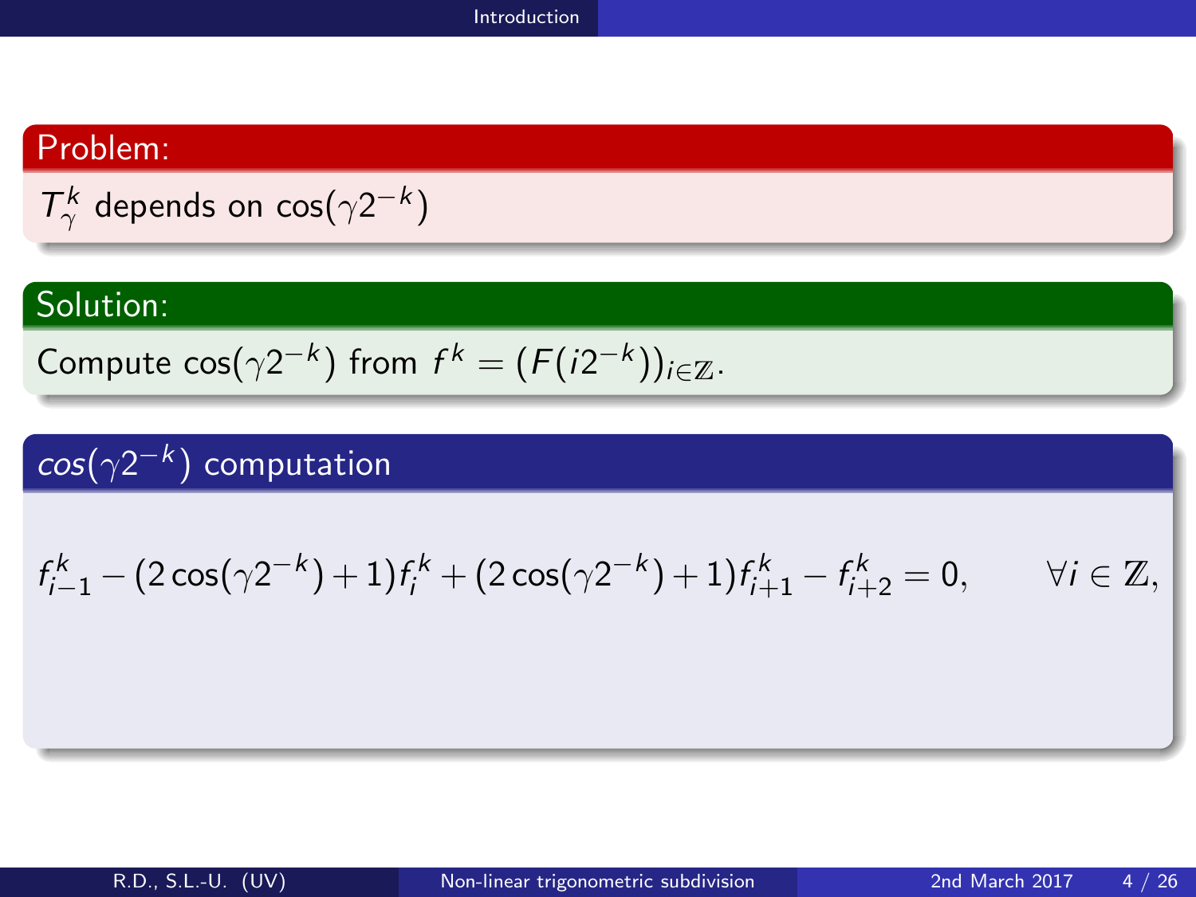### Problem:

$T_\gamma^k$ depends on $\cos(\gamma 2^{-k})$

### Solution:

Compute $\cos(\gamma 2^{-k})$ from $f^k = (F(i2^{-k}))_{i\in\mathbb{Z}}$.

### $cos(\gamma 2^{-k})$ computation

$$f_{i-1}^k - (2\cos(\gamma 2^{-k}) + 1)f_i^k + (2\cos(\gamma 2^{-k}) + 1)f_{i+1}^k - f_{i+2}^k = 0, \qquad \forall i \in \mathbb{Z},$$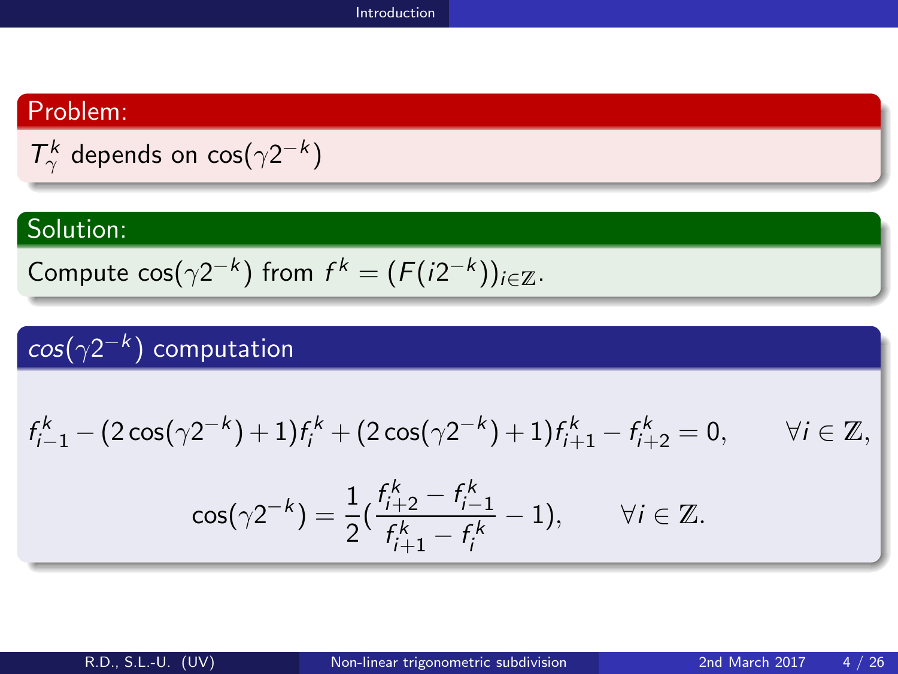## Problem:

$T_\gamma^k$ depends on $\cos(\gamma 2^{-k})$

## Solution:

Compute $\cos(\gamma 2^{-k})$ from $f^k = (F(i2^{-k}))_{i\in\mathbb{Z}}$.

## $cos(\gamma 2^{-k})$ computation

$$f_{i-1}^k - (2\cos(\gamma 2^{-k})+1)f_i^k + (2\cos(\gamma 2^{-k})+1)f_{i+1}^k - f_{i+2}^k = 0, \qquad \forall i \in \mathbb{Z},$$

$$\cos(\gamma 2^{-k}) = \frac{1}{2}\left(\frac{f_{i+2}^k - f_{i-1}^k}{f_{i+1}^k - f_i^k} - 1\right), \qquad \forall i \in \mathbb{Z}.$$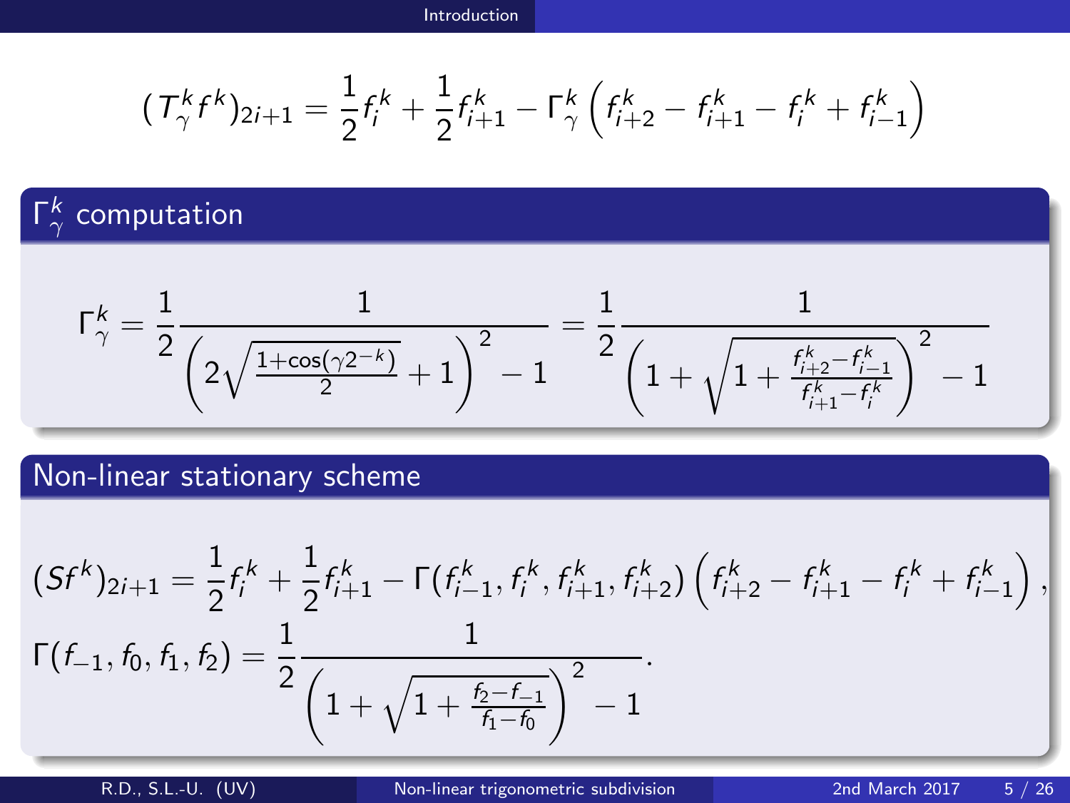$$(T_\gamma^k f^k)_{2i+1} = \frac{1}{2} f_i^k + \frac{1}{2} f_{i+1}^k - \Gamma_\gamma^k \left( f_{i+2}^k - f_{i+1}^k - f_i^k + f_{i-1}^k \right)$$

### $\Gamma_\gamma^k$ computation

$$\Gamma_\gamma^k = \frac{1}{2} \frac{1}{\left( 2\sqrt{\frac{1+\cos(\gamma 2^{-k})}{2}} + 1 \right)^2 - 1} = \frac{1}{2} \frac{1}{\left( 1 + \sqrt{1 + \frac{f_{i+2}^k - f_{i-1}^k}{f_{i+1}^k - f_i^k}} \right)^2 - 1}$$

### Non-linear stationary scheme

$$(Sf^k)_{2i+1} = \frac{1}{2} f_i^k + \frac{1}{2} f_{i+1}^k - \Gamma(f_{i-1}^k, f_i^k, f_{i+1}^k, f_{i+2}^k) \left( f_{i+2}^k - f_{i+1}^k - f_i^k + f_{i-1}^k \right),$$

$$\Gamma(f_{-1}, f_0, f_1, f_2) = \frac{1}{2} \frac{1}{\left( 1 + \sqrt{1 + \frac{f_2 - f_{-1}}{f_1 - f_0}} \right)^2 - 1}.$$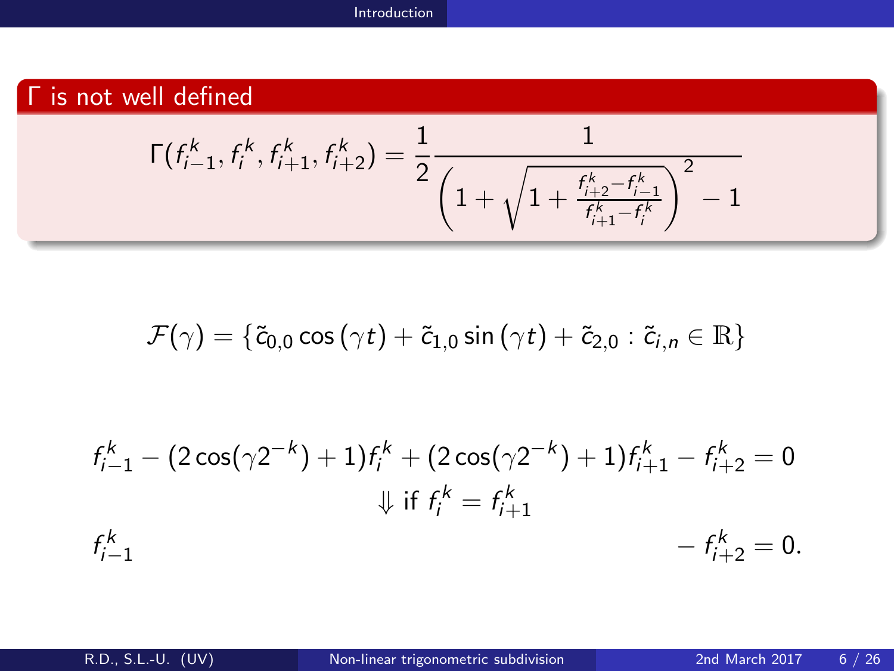## Γ is not well defined

$$\Gamma(f_{i-1}^k, f_i^k, f_{i+1}^k, f_{i+2}^k) = \frac{1}{2}\frac{1}{\left(1+\sqrt{1+\frac{f_{i+2}^k - f_{i-1}^k}{f_{i+1}^k - f_i^k}}\right)^2 - 1}$$

$$\mathcal{F}(\gamma) = \{\tilde{c}_{0,0}\cos(\gamma t) + \tilde{c}_{1,0}\sin(\gamma t) + \tilde{c}_{2,0} : \tilde{c}_{i,n} \in \mathbb{R}\}$$

$$f_{i-1}^k - (2\cos(\gamma 2^{-k}) + 1)f_i^k + (2\cos(\gamma 2^{-k}) + 1)f_{i+1}^k - f_{i+2}^k = 0$$

$$\Downarrow \text{ if } f_i^k = f_{i+1}^k$$

$$f_{i-1}^k - f_{i+2}^k = 0.$$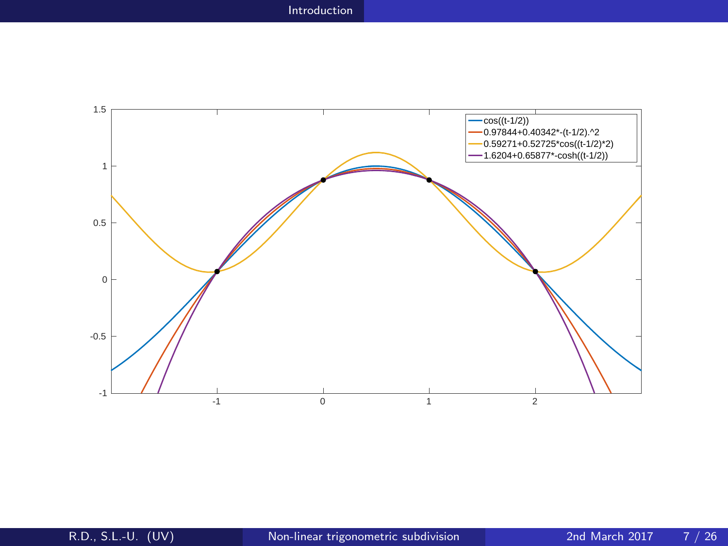- cos((t-1/2))
- 0.97844+0.40342*-(t-1/2).^2
- 0.59271+0.52725*cos((t-1/2)*2)
- 1.6204+0.65877*-cosh((t-1/2))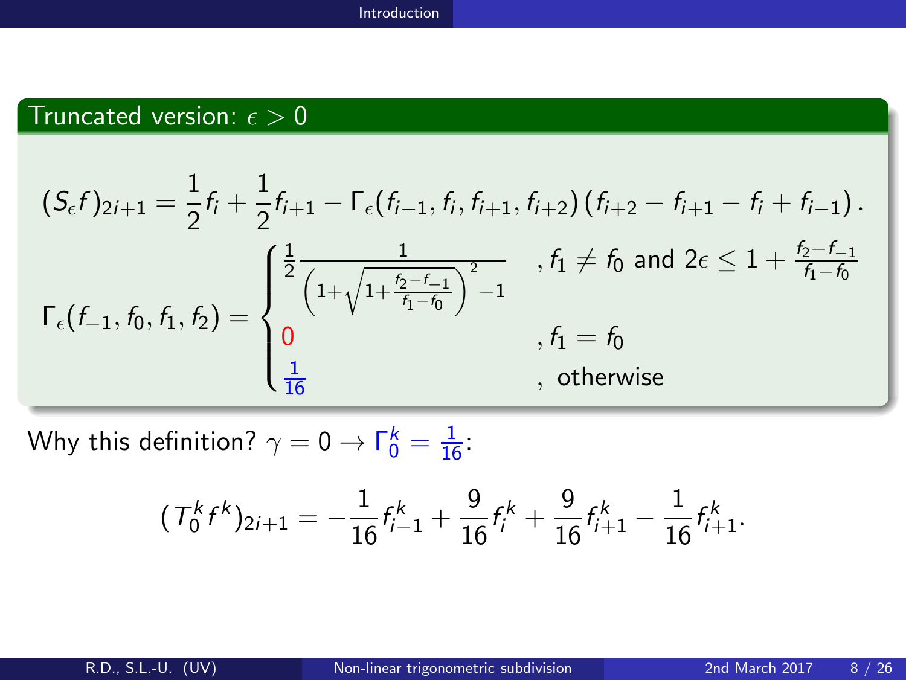### Truncated version: $\epsilon > 0$

$$(S_\epsilon f)_{2i+1} = \frac{1}{2}f_i + \frac{1}{2}f_{i+1} - \Gamma_\epsilon(f_{i-1}, f_i, f_{i+1}, f_{i+2})\left(f_{i+2} - f_{i+1} - f_i + f_{i-1}\right).$$

$$\Gamma_\epsilon(f_{-1}, f_0, f_1, f_2) = \begin{cases} \frac{1}{2}\frac{1}{\left(1+\sqrt{1+\frac{f_2-f_{-1}}{f_1-f_0}}\right)^2-1} & , f_1 \neq f_0 \text{ and } 2\epsilon \leq 1 + \frac{f_2-f_{-1}}{f_1-f_0} \\ 0 & , f_1 = f_0 \\ \frac{1}{16} & , \text{ otherwise} \end{cases}$$

Why this definition? $\gamma = 0 \rightarrow \Gamma_0^k = \frac{1}{16}$:

$$(T_0^k f^k)_{2i+1} = -\frac{1}{16}f_{i-1}^k + \frac{9}{16}f_i^k + \frac{9}{16}f_{i+1}^k - \frac{1}{16}f_{i+1}^k.$$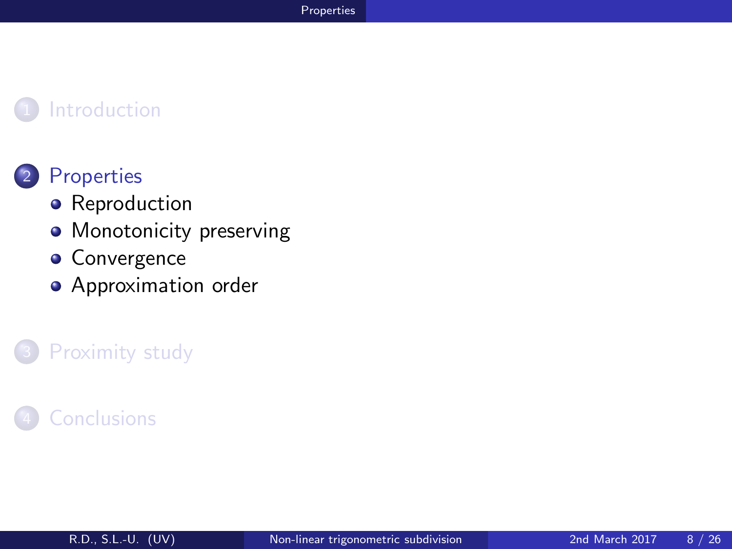1. Introduction

2. Properties
   - Reproduction
   - Monotonicity preserving
   - Convergence
   - Approximation order

3. Proximity study

4. Conclusions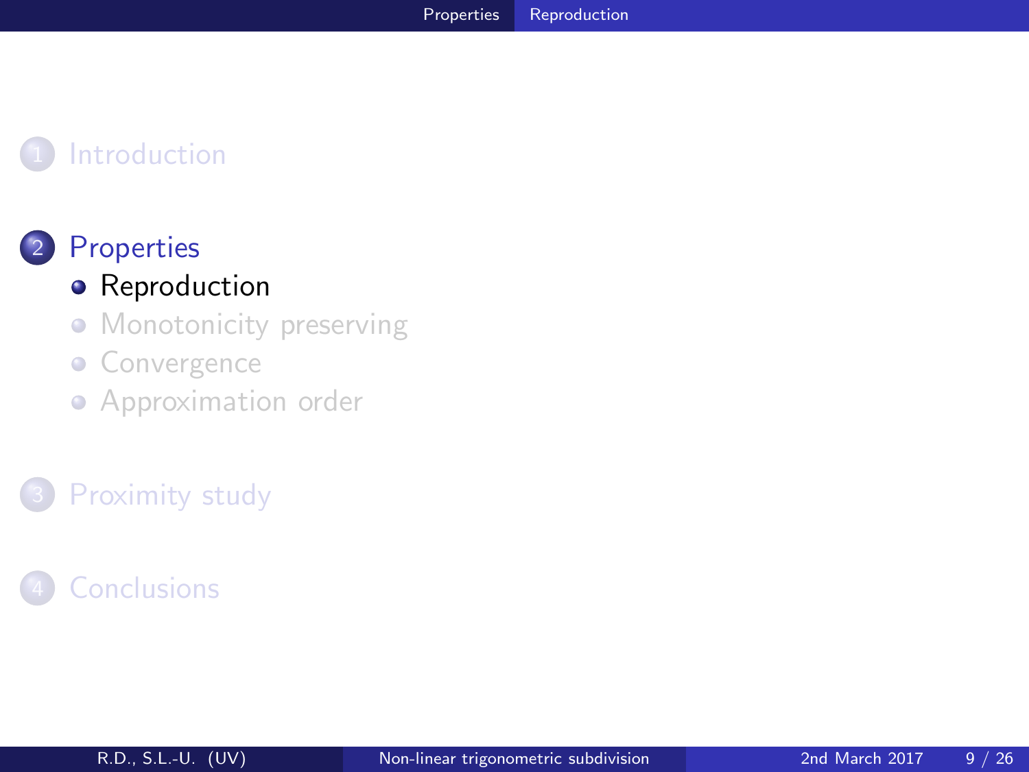1. Introduction

2. Properties
   - Reproduction
   - Monotonicity preserving
   - Convergence
   - Approximation order

3. Proximity study

4. Conclusions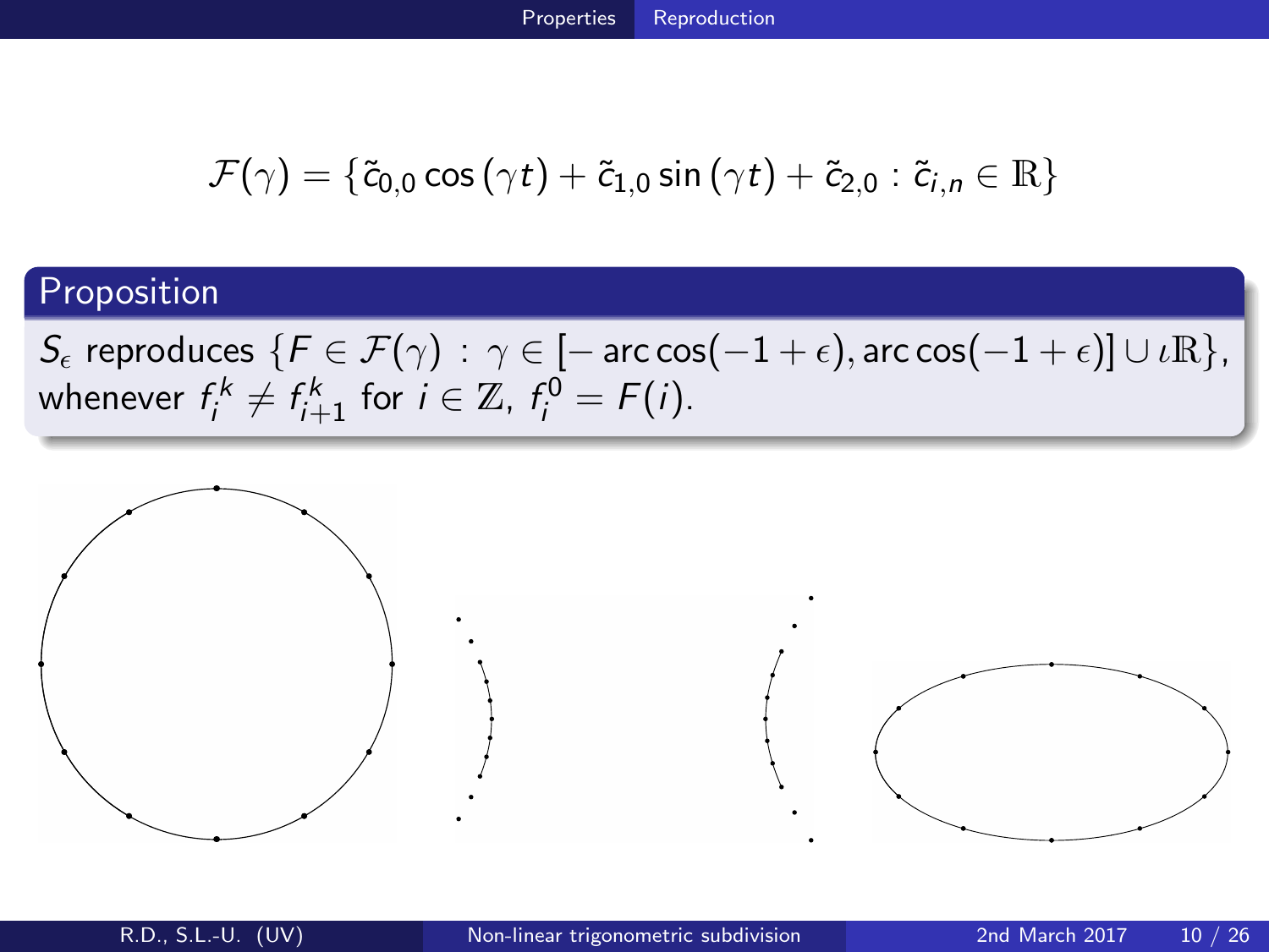$$\mathcal{F}(\gamma) = \{\tilde{c}_{0,0}\cos(\gamma t) + \tilde{c}_{1,0}\sin(\gamma t) + \tilde{c}_{2,0} : \tilde{c}_{i,n} \in \mathbb{R}\}$$

## Proposition

$S_\epsilon$ reproduces $\{F \in \mathcal{F}(\gamma) \,:\, \gamma \in [-\arccos(-1+\epsilon), \arccos(-1+\epsilon)] \cup \iota\mathbb{R}\}$, whenever $f_i^k \neq f_{i+1}^k$ for $i \in \mathbb{Z}$, $f_i^0 = F(i)$.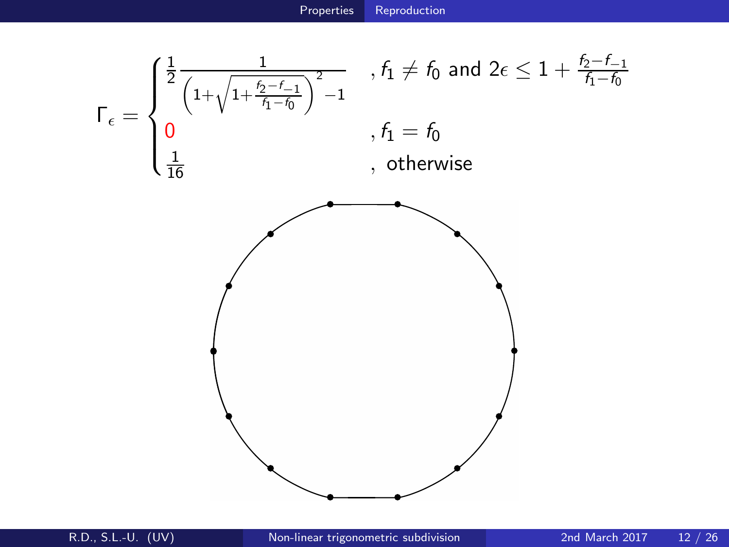$$
\Gamma_\epsilon = \begin{cases} \frac{1}{2} \frac{1}{\left(1+\sqrt{1+\frac{f_2-f_{-1}}{f_1-f_0}}\right)^2 - 1} & , f_1 \neq f_0 \text{ and } 2\epsilon \leq 1 + \frac{f_2-f_{-1}}{f_1-f_0} \\ 0 & , f_1 = f_0 \\ \frac{1}{16} & , \text{ otherwise} \end{cases}
$$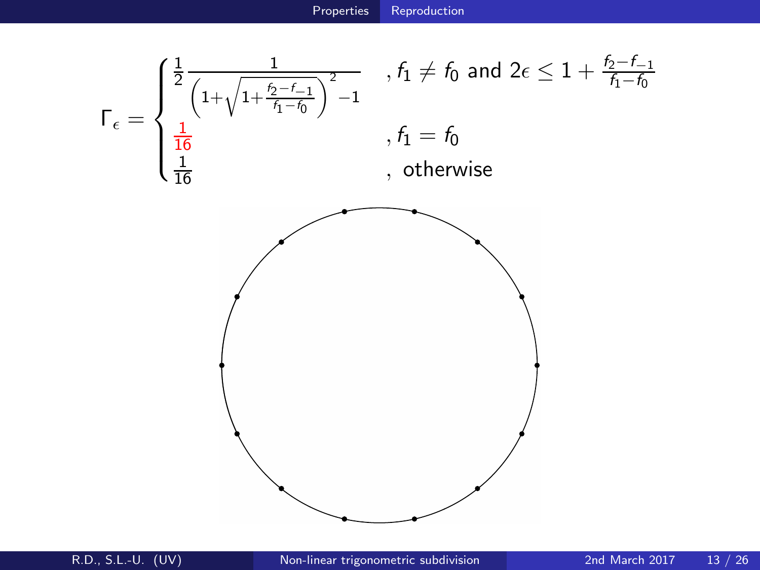$$
\Gamma_\epsilon = \begin{cases} \frac{1}{2}\frac{1}{\left(1+\sqrt{1+\frac{f_2-f_{-1}}{f_1-f_0}}\right)^2-1} & , f_1 \neq f_0 \text{ and } 2\epsilon \leq 1 + \frac{f_2-f_{-1}}{f_1-f_0} \\ \frac{1}{16} & , f_1 = f_0 \\ \frac{1}{16} & , \text{ otherwise} \end{cases}
$$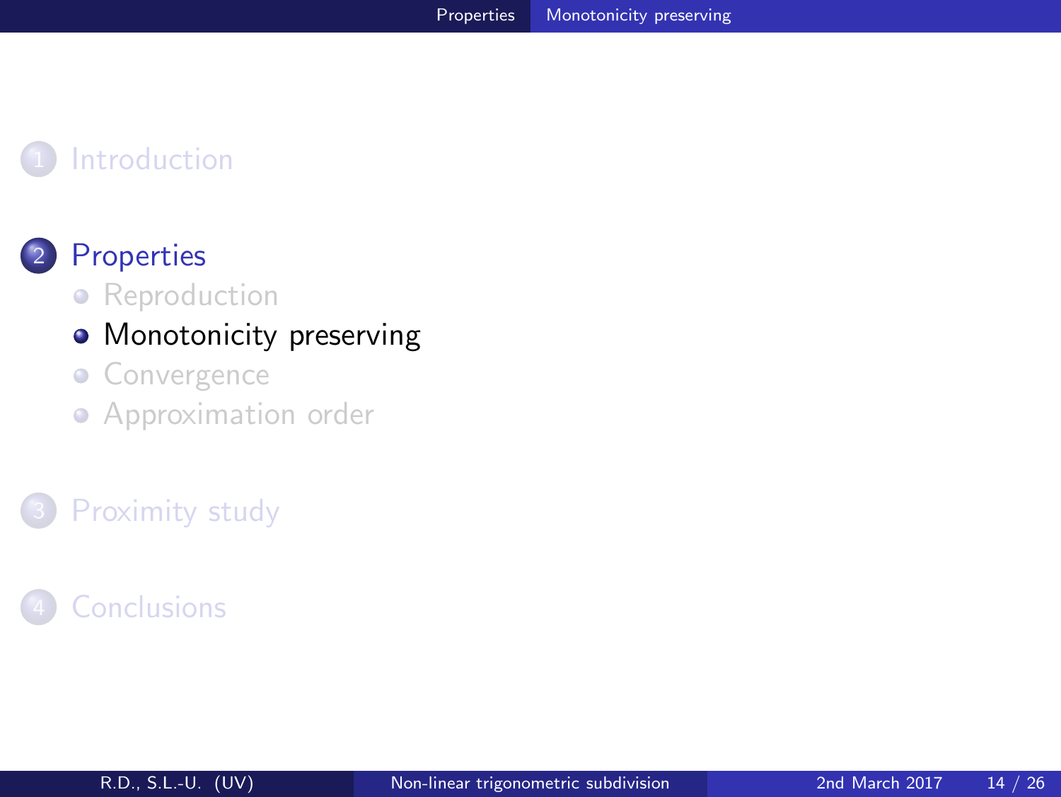1. Introduction

2. Properties
   - Reproduction
   - Monotonicity preserving
   - Convergence
   - Approximation order

3. Proximity study

4. Conclusions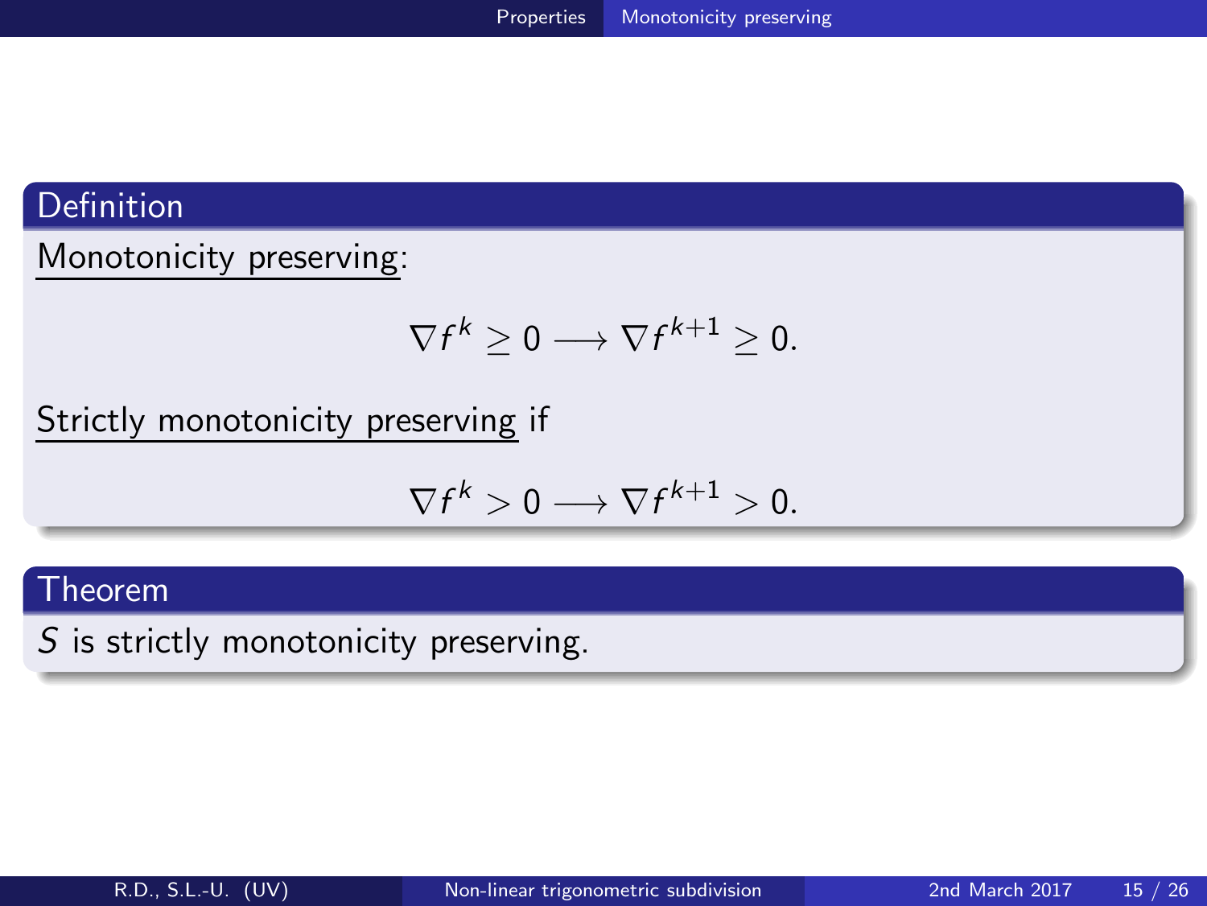**Definition**

Monotonicity preserving:

$$\nabla f^k \geq 0 \longrightarrow \nabla f^{k+1} \geq 0.$$

Strictly monotonicity preserving if

$$\nabla f^k > 0 \longrightarrow \nabla f^{k+1} > 0.$$

**Theorem**

$S$ is strictly monotonicity preserving.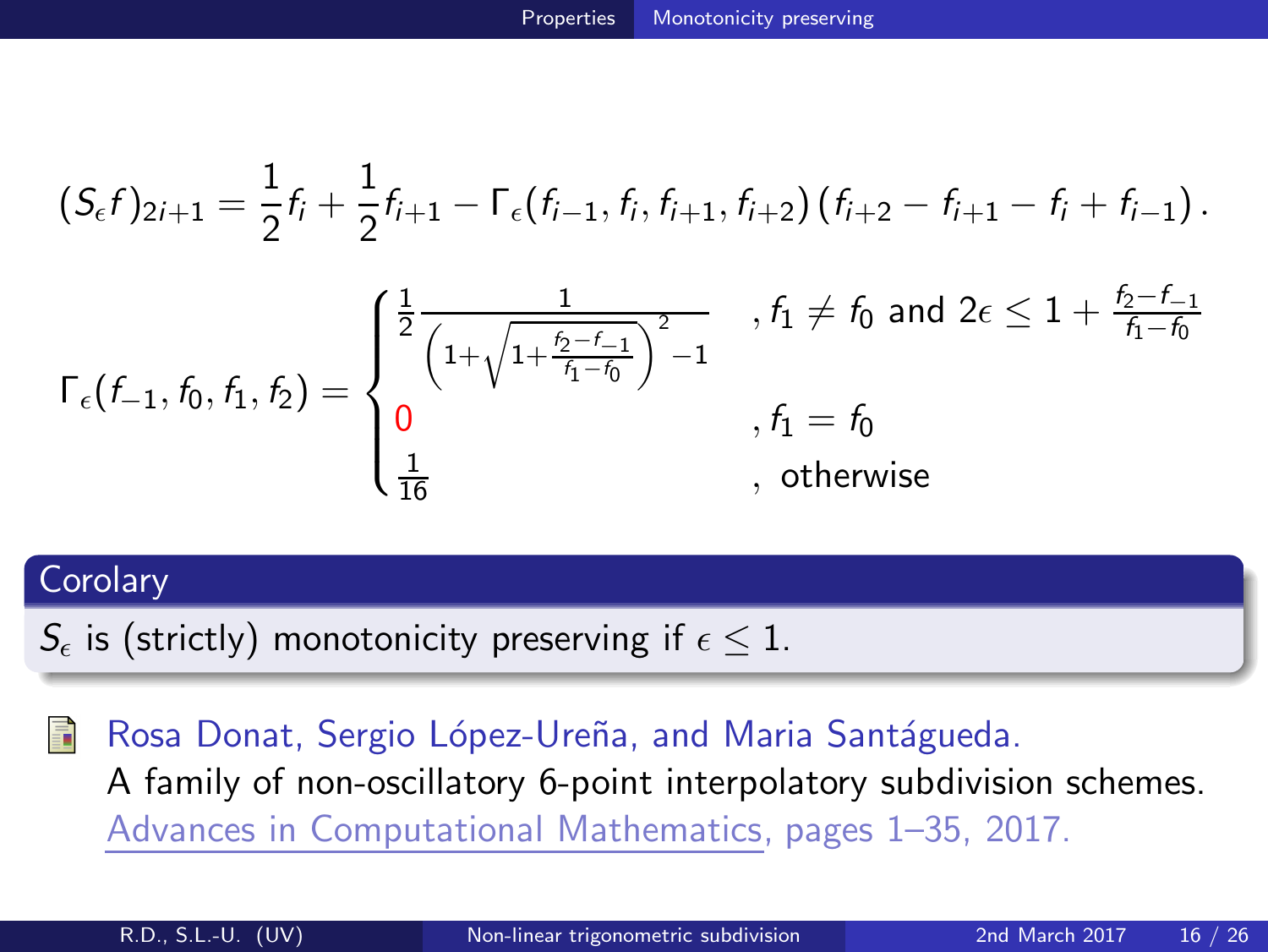$$(S_\epsilon f)_{2i+1} = \frac{1}{2} f_i + \frac{1}{2} f_{i+1} - \Gamma_\epsilon(f_{i-1}, f_i, f_{i+1}, f_{i+2}) \left(f_{i+2} - f_{i+1} - f_i + f_{i-1}\right).$$

$$\Gamma_\epsilon(f_{-1}, f_0, f_1, f_2) = \begin{cases} \frac{1}{2} \frac{1}{\left(1+\sqrt{1+\frac{f_2-f_{-1}}{f_1-f_0}}\right)^2 - 1} & , f_1 \neq f_0 \text{ and } 2\epsilon \leq 1 + \frac{f_2-f_{-1}}{f_1-f_0} \\ 0 & , f_1 = f_0 \\ \frac{1}{16} & , \text{ otherwise} \end{cases}$$

**Corolary**

$S_\epsilon$ is (strictly) monotonicity preserving if $\epsilon \leq 1$.

Rosa Donat, Sergio López-Ureña, and Maria Santágueda.
A family of non-oscillatory 6-point interpolatory subdivision schemes.
Advances in Computational Mathematics, pages 1–35, 2017.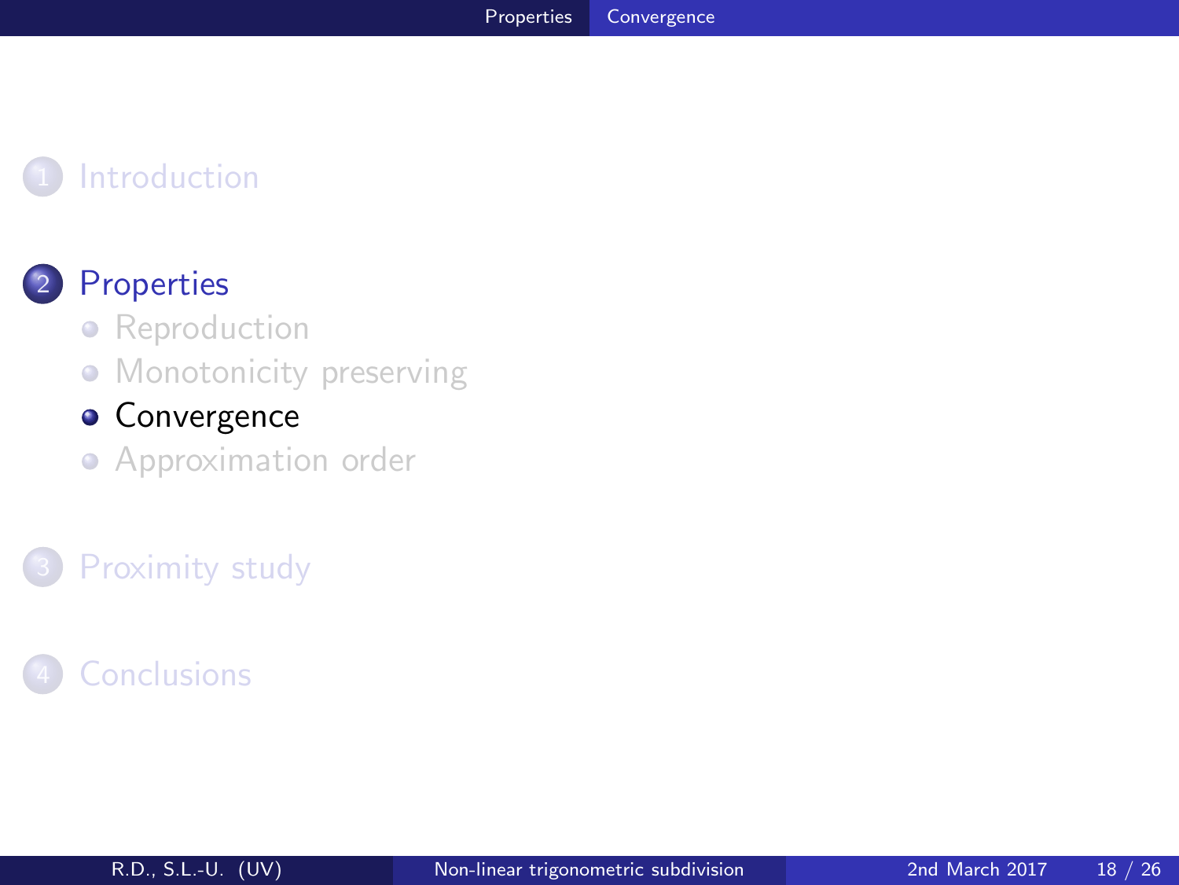1. Introduction

2. Properties
   - Reproduction
   - Monotonicity preserving
   - **Convergence**
   - Approximation order

3. Proximity study

4. Conclusions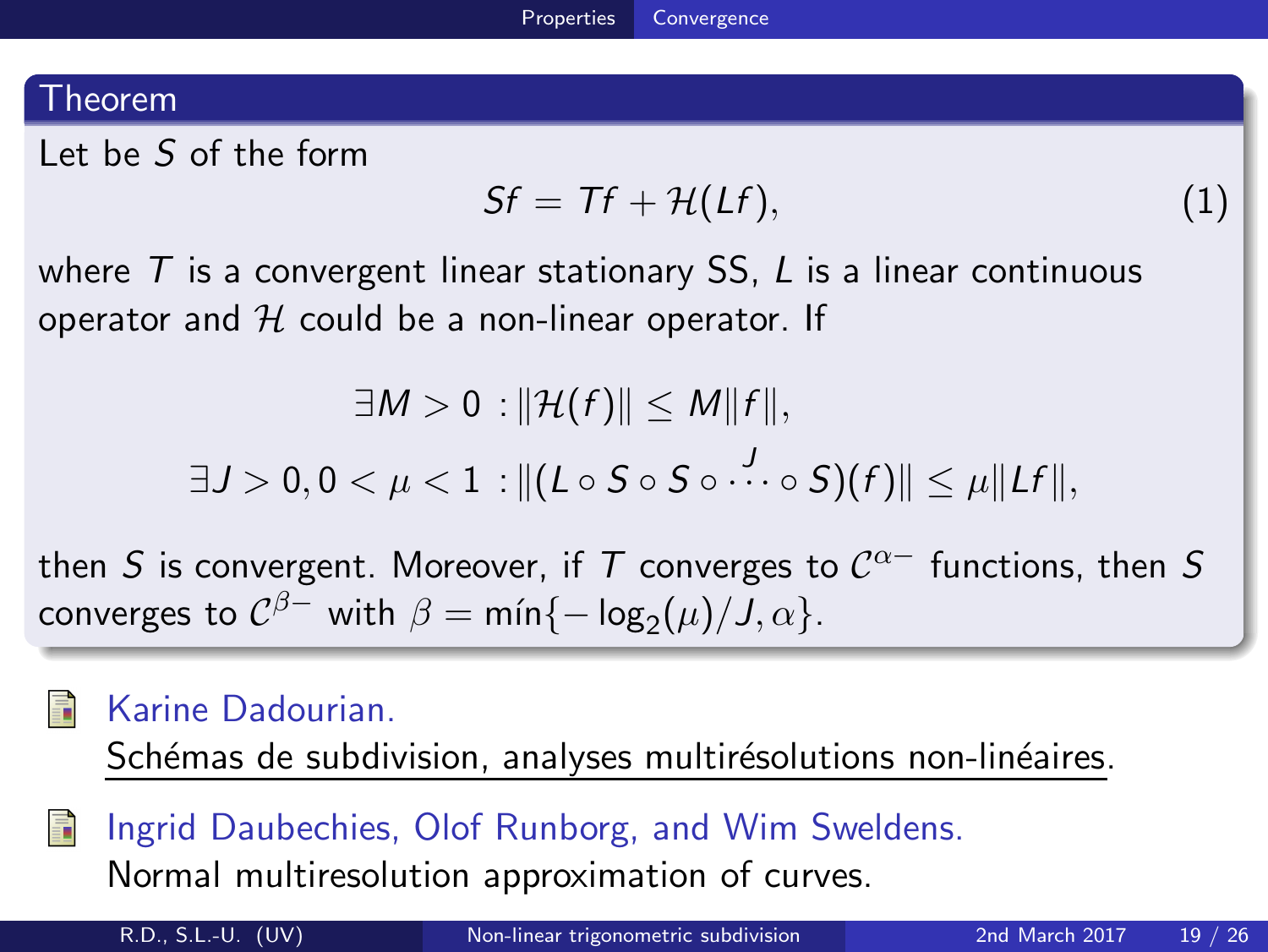## Theorem

Let be $S$ of the form

$$Sf = Tf + \mathcal{H}(Lf), \tag{1}$$

where $T$ is a convergent linear stationary SS, $L$ is a linear continuous operator and $\mathcal{H}$ could be a non-linear operator. If

$$\exists M > 0 \, : \|\mathcal{H}(f)\| \leq M\|f\|,$$

$$\exists J > 0, 0 < \mu < 1 \, : \|(L \circ S \circ S \circ \overset{J}{\cdots} \circ S)(f)\| \leq \mu\|Lf\|,$$

then $S$ is convergent. Moreover, if $T$ converges to $\mathcal{C}^{\alpha-}$ functions, then $S$ converges to $\mathcal{C}^{\beta-}$ with $\beta = \text{mín}\{-\log_2(\mu)/J, \alpha\}$.

- Karine Dadourian. Schémas de subdivision, analyses multirésolutions non-linéaires.
- Ingrid Daubechies, Olof Runborg, and Wim Sweldens. Normal multiresolution approximation of curves.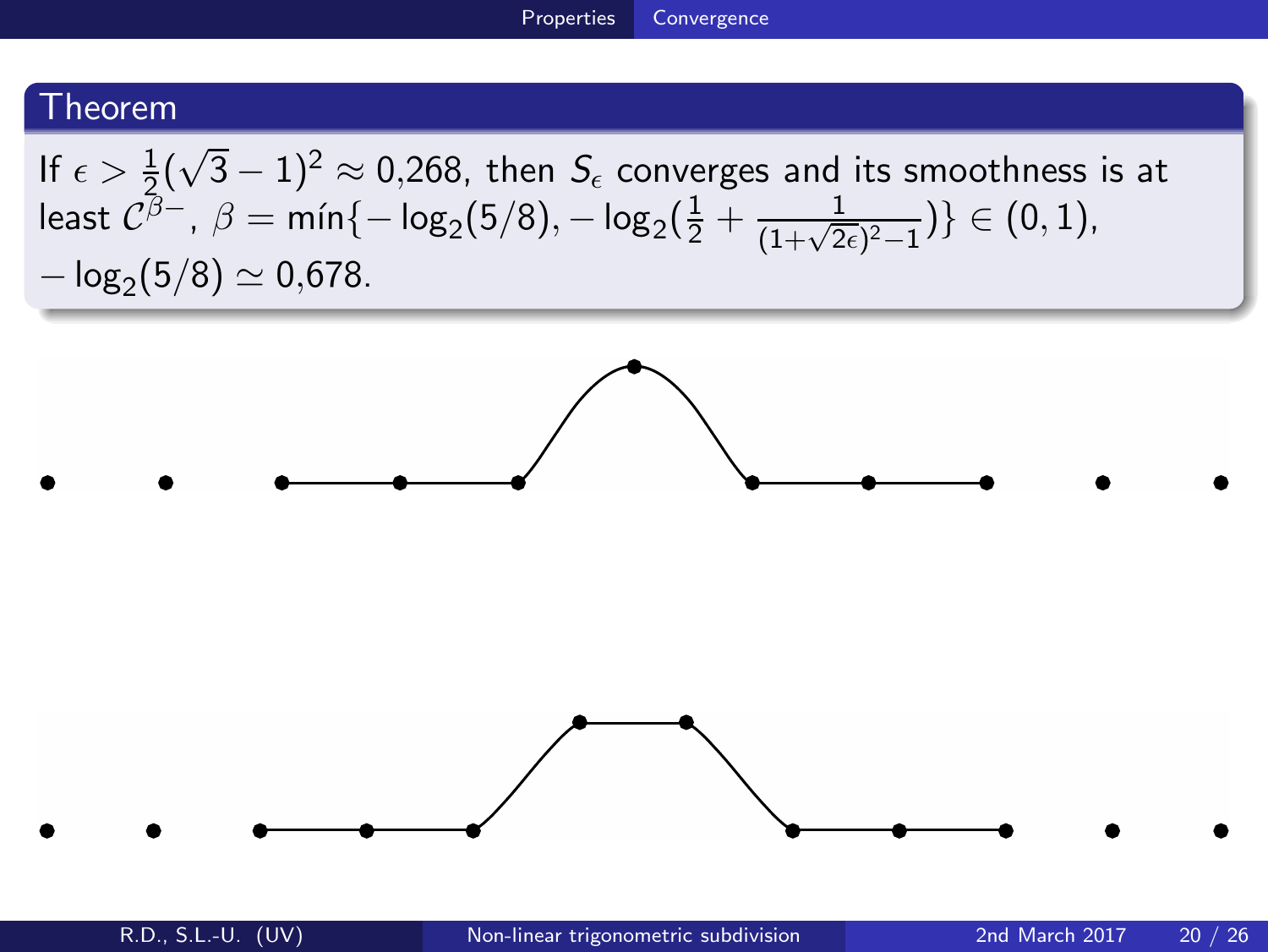## Theorem

If $\epsilon > \frac{1}{2}(\sqrt{3}-1)^2 \approx 0{,}268$, then $S_\epsilon$ converges and its smoothness is at least $\mathcal{C}^{\beta-}$, $\beta = \text{mín}\{-\log_2(5/8), -\log_2(\frac{1}{2} + \frac{1}{(1+\sqrt{2\epsilon})^2-1})\} \in (0,1)$, $-\log_2(5/8) \simeq 0{,}678$.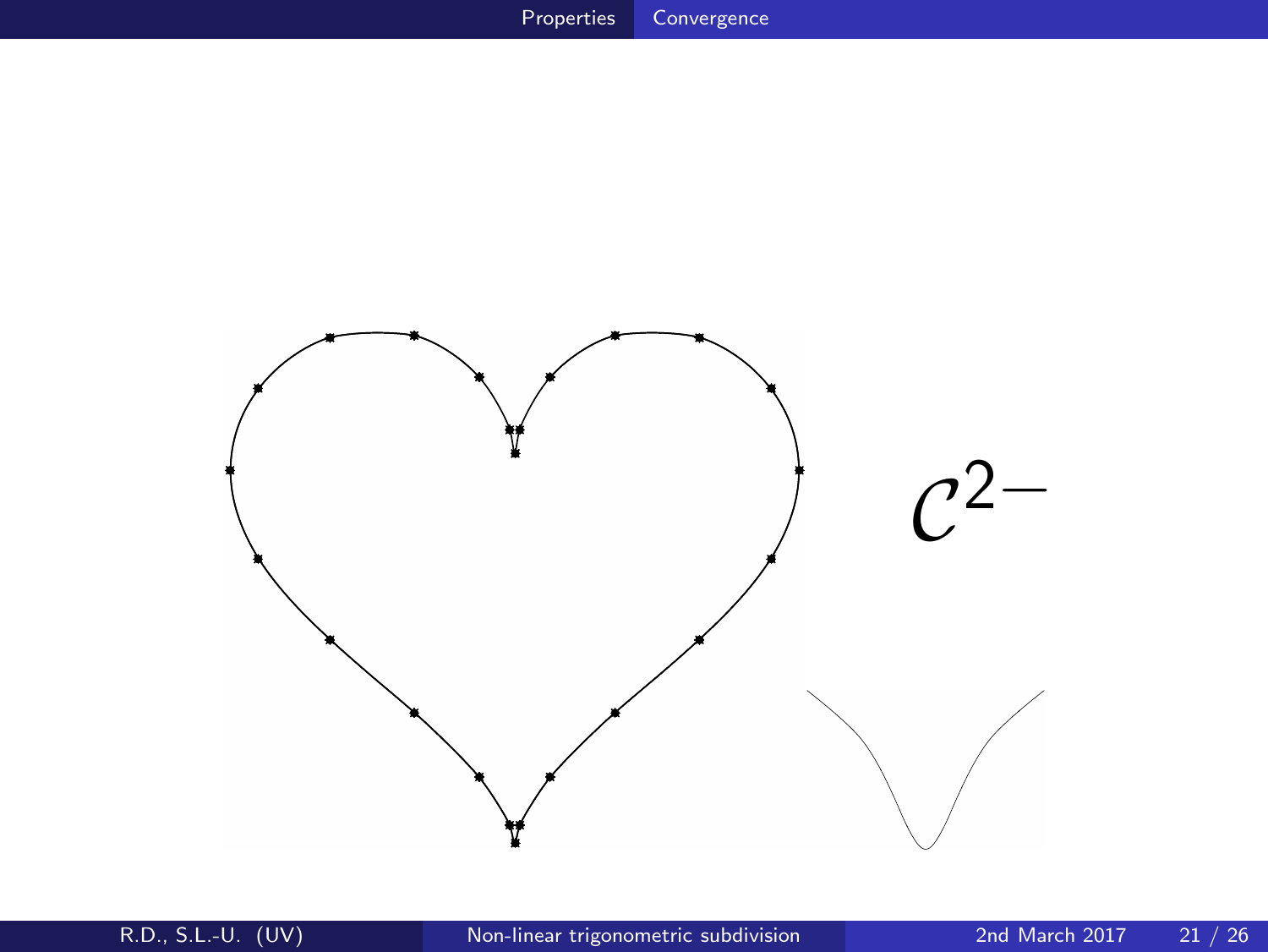$\mathcal{C}^{2-}$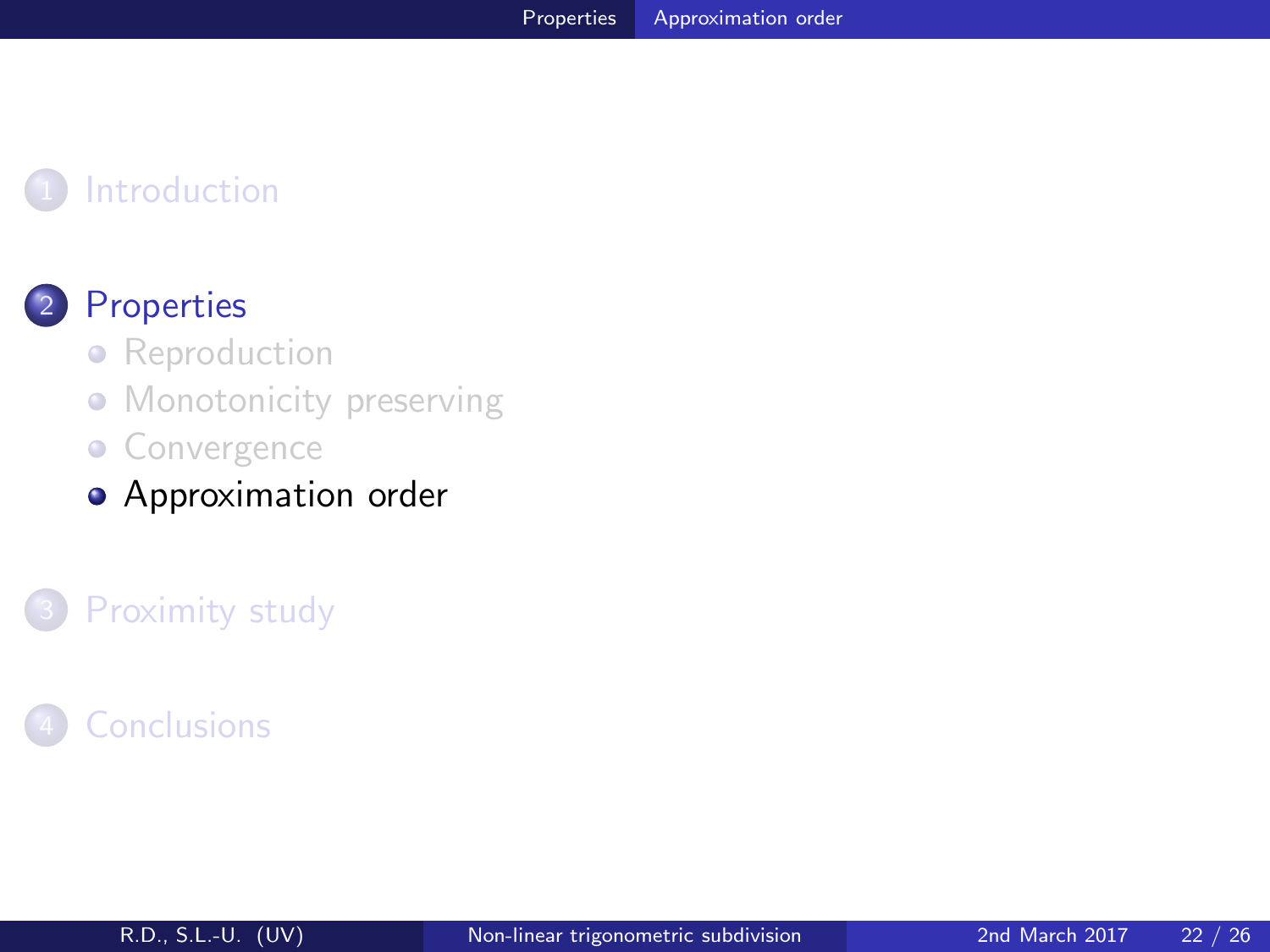1. Introduction

2. Properties
   - Reproduction
   - Monotonicity preserving
   - Convergence
   - Approximation order

3. Proximity study

4. Conclusions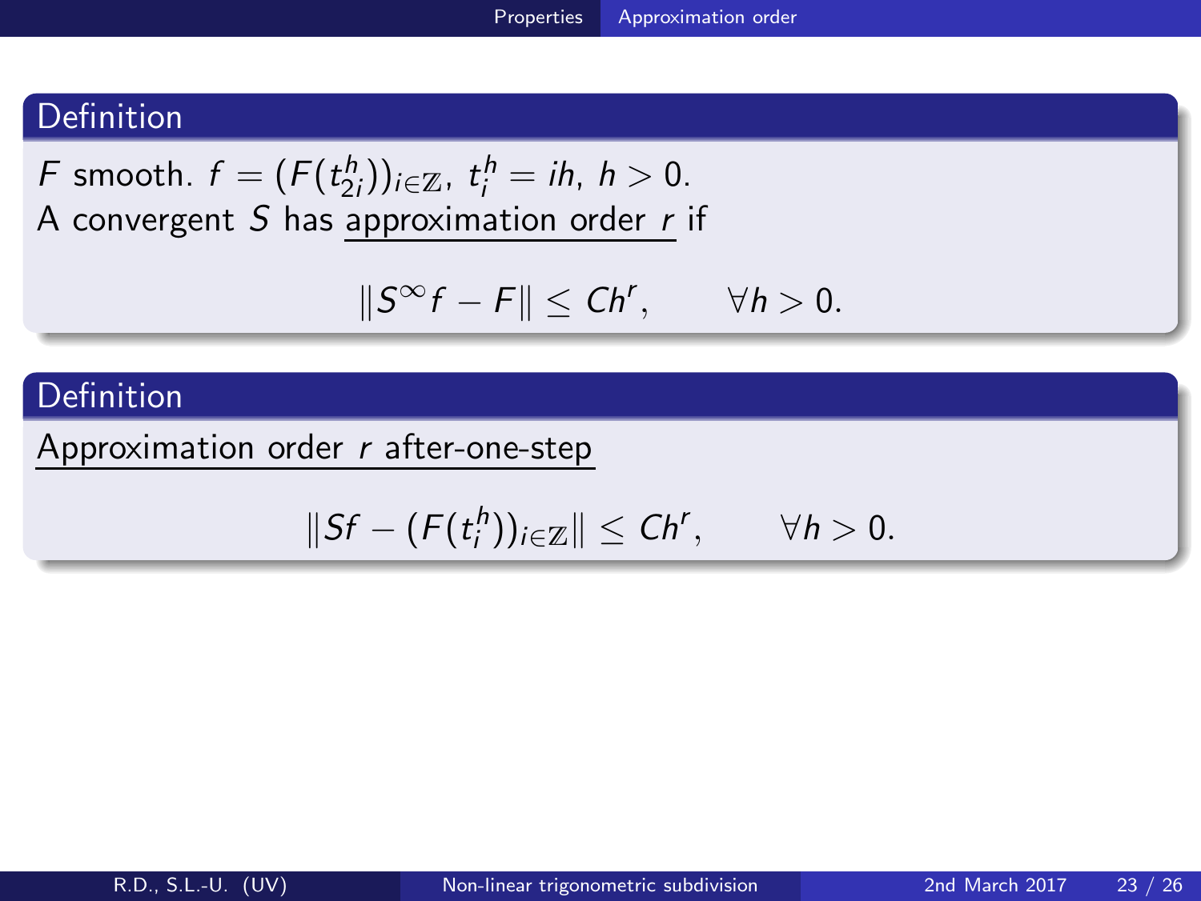## Definition

$F$ smooth. $f = (F(t_{2i}^h))_{i \in \mathbb{Z}}$, $t_i^h = ih$, $h > 0$.
A convergent $S$ has approximation order $r$ if

$$\|S^\infty f - F\| \leq Ch^r, \qquad \forall h > 0.$$

## Definition

Approximation order $r$ after-one-step

$$\|Sf - (F(t_i^h))_{i \in \mathbb{Z}}\| \leq Ch^r, \qquad \forall h > 0.$$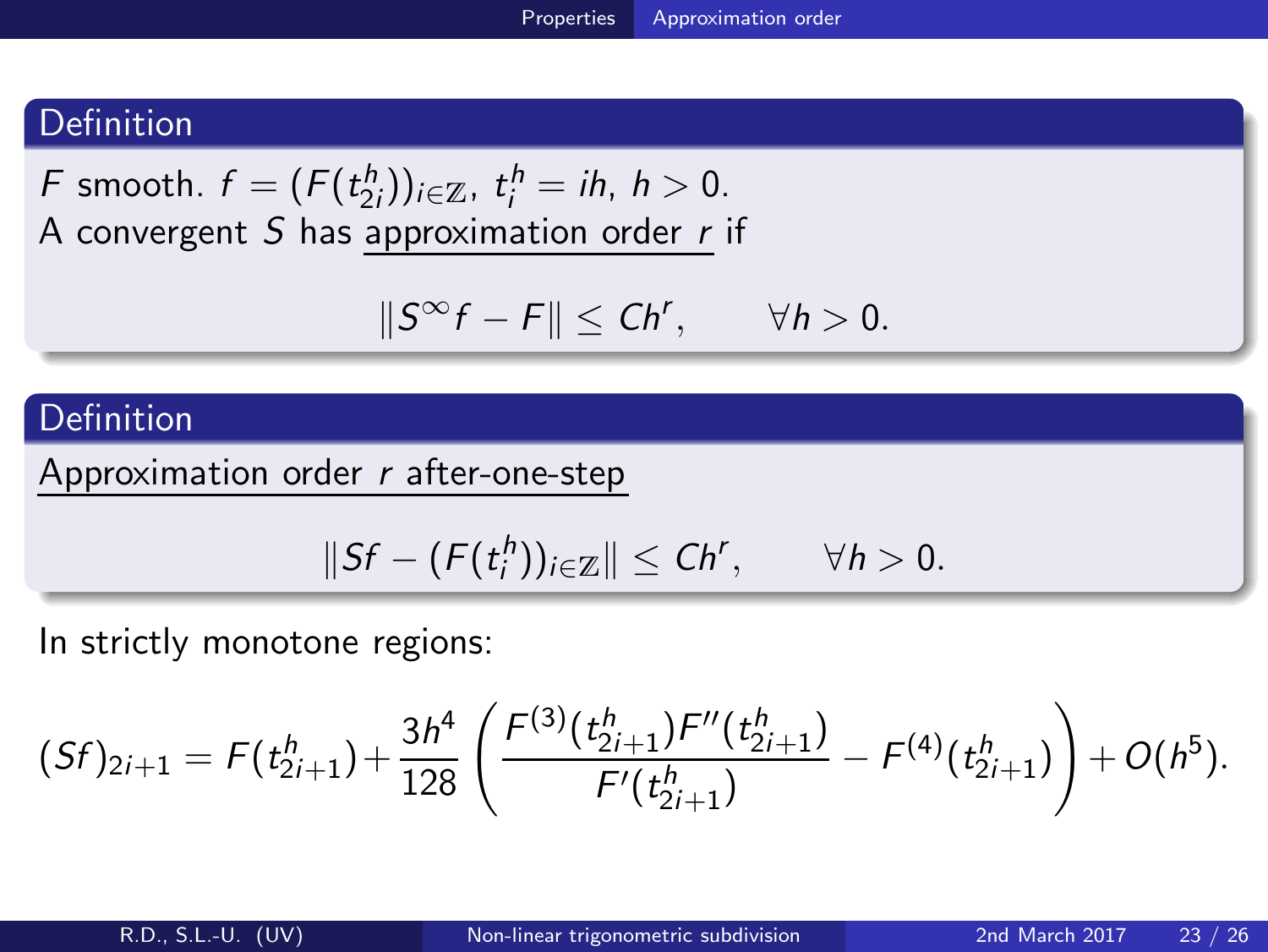## Definition

$F$ smooth. $f = (F(t^h_{2i}))_{i\in\mathbb{Z}}$, $t^h_i = ih$, $h > 0$.
A convergent $S$ has <u>approximation order $r$</u> if

$$\|S^\infty f - F\| \leq Ch^r, \qquad \forall h > 0.$$

## Definition

<u>Approximation order $r$ after-one-step</u>

$$\|Sf - (F(t^h_i))_{i\in\mathbb{Z}}\| \leq Ch^r, \qquad \forall h > 0.$$

In strictly monotone regions:

$$(Sf)_{2i+1} = F(t^h_{2i+1}) + \frac{3h^4}{128}\left(\frac{F^{(3)}(t^h_{2i+1})F''(t^h_{2i+1})}{F'(t^h_{2i+1})} - F^{(4)}(t^h_{2i+1})\right) + O(h^5).$$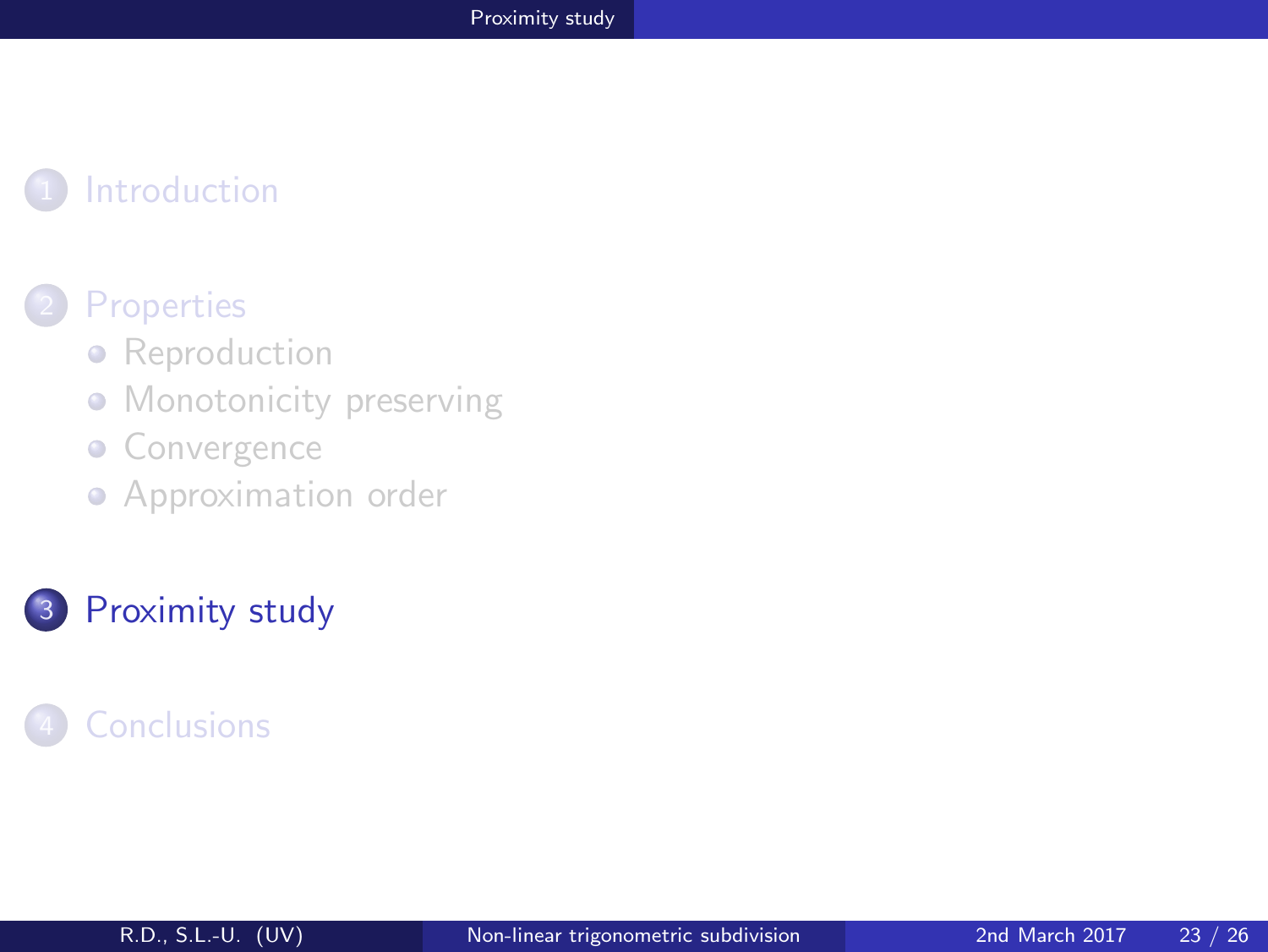1. Introduction
2. Properties
   - Reproduction
   - Monotonicity preserving
   - Convergence
   - Approximation order
3. **Proximity study**
4. Conclusions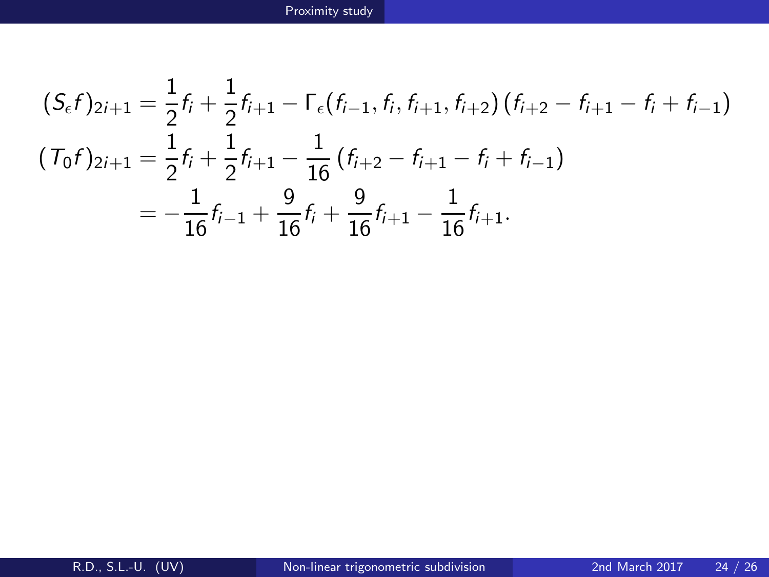$$
\begin{aligned}
(S_\epsilon f)_{2i+1} &= \frac{1}{2}f_i + \frac{1}{2}f_{i+1} - \Gamma_\epsilon(f_{i-1}, f_i, f_{i+1}, f_{i+2})\,(f_{i+2} - f_{i+1} - f_i + f_{i-1}) \\
(T_0 f)_{2i+1} &= \frac{1}{2}f_i + \frac{1}{2}f_{i+1} - \frac{1}{16}\,(f_{i+2} - f_{i+1} - f_i + f_{i-1}) \\
&= -\frac{1}{16}f_{i-1} + \frac{9}{16}f_i + \frac{9}{16}f_{i+1} - \frac{1}{16}f_{i+1}.
\end{aligned}
$$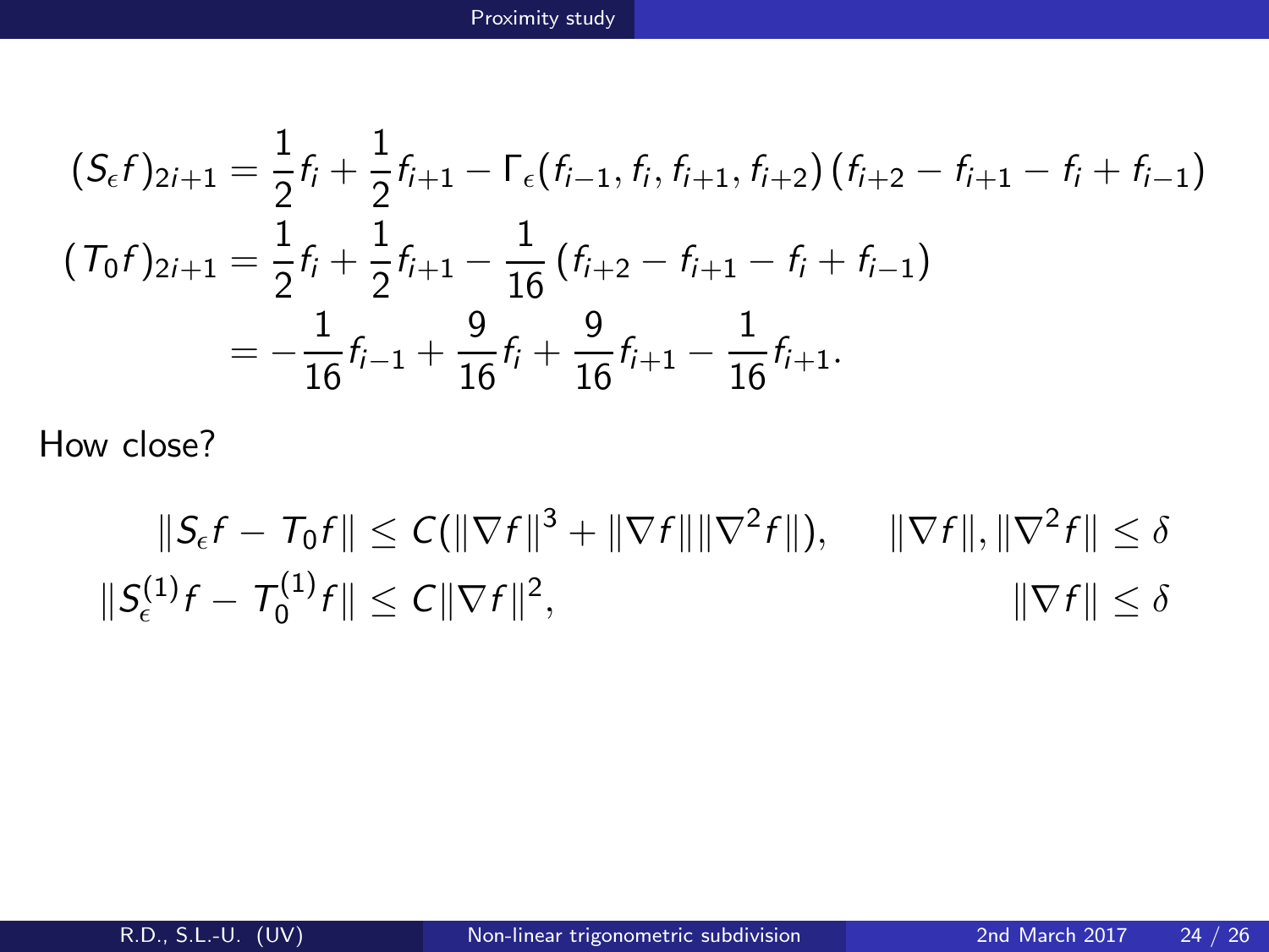$$
\begin{aligned}
(S_\epsilon f)_{2i+1} &= \frac{1}{2} f_i + \frac{1}{2} f_{i+1} - \Gamma_\epsilon(f_{i-1}, f_i, f_{i+1}, f_{i+2}) \left(f_{i+2} - f_{i+1} - f_i + f_{i-1}\right) \\
(T_0 f)_{2i+1} &= \frac{1}{2} f_i + \frac{1}{2} f_{i+1} - \frac{1}{16} \left(f_{i+2} - f_{i+1} - f_i + f_{i-1}\right) \\
&= -\frac{1}{16} f_{i-1} + \frac{9}{16} f_i + \frac{9}{16} f_{i+1} - \frac{1}{16} f_{i+1}.
\end{aligned}
$$

How close?

$$
\|S_\epsilon f - T_0 f\| \leq C(\|\nabla f\|^3 + \|\nabla f\| \|\nabla^2 f\|), \qquad \|\nabla f\|, \|\nabla^2 f\| \leq \delta
$$

$$
\|S_\epsilon^{(1)} f - T_0^{(1)} f\| \leq C \|\nabla f\|^2, \qquad \|\nabla f\| \leq \delta
$$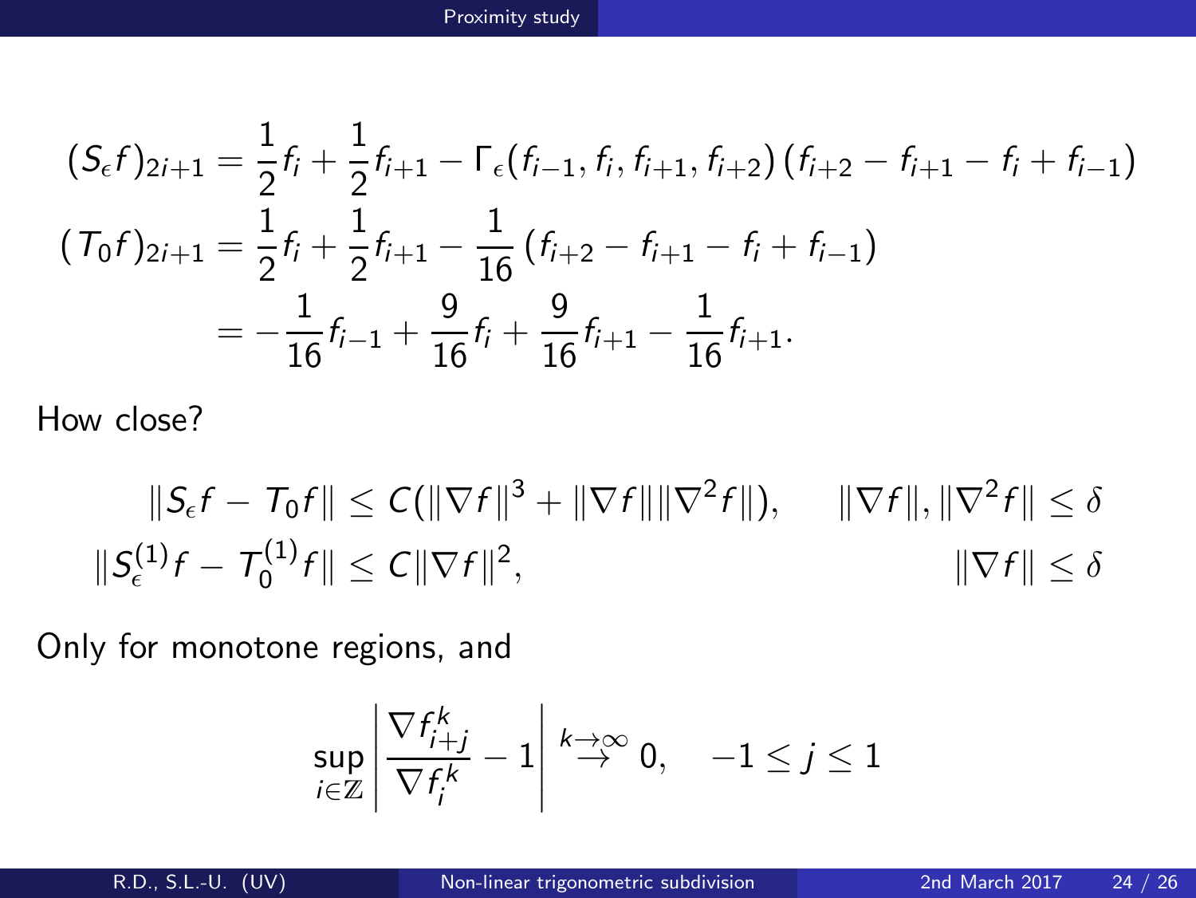$$(S_\epsilon f)_{2i+1} = \frac{1}{2} f_i + \frac{1}{2} f_{i+1} - \Gamma_\epsilon(f_{i-1}, f_i, f_{i+1}, f_{i+2}) \left(f_{i+2} - f_{i+1} - f_i + f_{i-1}\right)$$

$$(T_0 f)_{2i+1} = \frac{1}{2} f_i + \frac{1}{2} f_{i+1} - \frac{1}{16} \left(f_{i+2} - f_{i+1} - f_i + f_{i-1}\right)$$

$$= -\frac{1}{16} f_{i-1} + \frac{9}{16} f_i + \frac{9}{16} f_{i+1} - \frac{1}{16} f_{i+1}.$$

How close?

$$\|S_\epsilon f - T_0 f\| \leq C(\|\nabla f\|^3 + \|\nabla f\| \|\nabla^2 f\|), \qquad \|\nabla f\|, \|\nabla^2 f\| \leq \delta$$

$$\|S_\epsilon^{(1)} f - T_0^{(1)} f\| \leq C \|\nabla f\|^2, \qquad \|\nabla f\| \leq \delta$$

Only for monotone regions, and

$$\sup_{i \in \mathbb{Z}} \left| \frac{\nabla f_{i+j}^k}{\nabla f_i^k} - 1 \right| \overset{k \to \infty}{\to} 0, \quad -1 \leq j \leq 1$$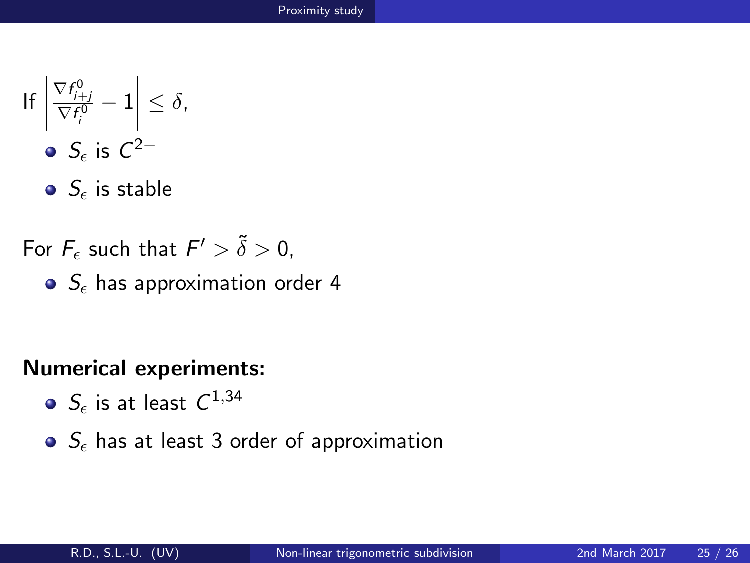If $\left| \frac{\nabla f^0_{i+j}}{\nabla f^0_i} - 1 \right| \leq \delta$,

- $S_\epsilon$ is $C^{2-}$
- $S_\epsilon$ is stable

For $F_\epsilon$ such that $F' > \tilde{\delta} > 0$,

- $S_\epsilon$ has approximation order 4

**Numerical experiments:**

- $S_\epsilon$ is at least $C^{1,34}$
- $S_\epsilon$ has at least 3 order of approximation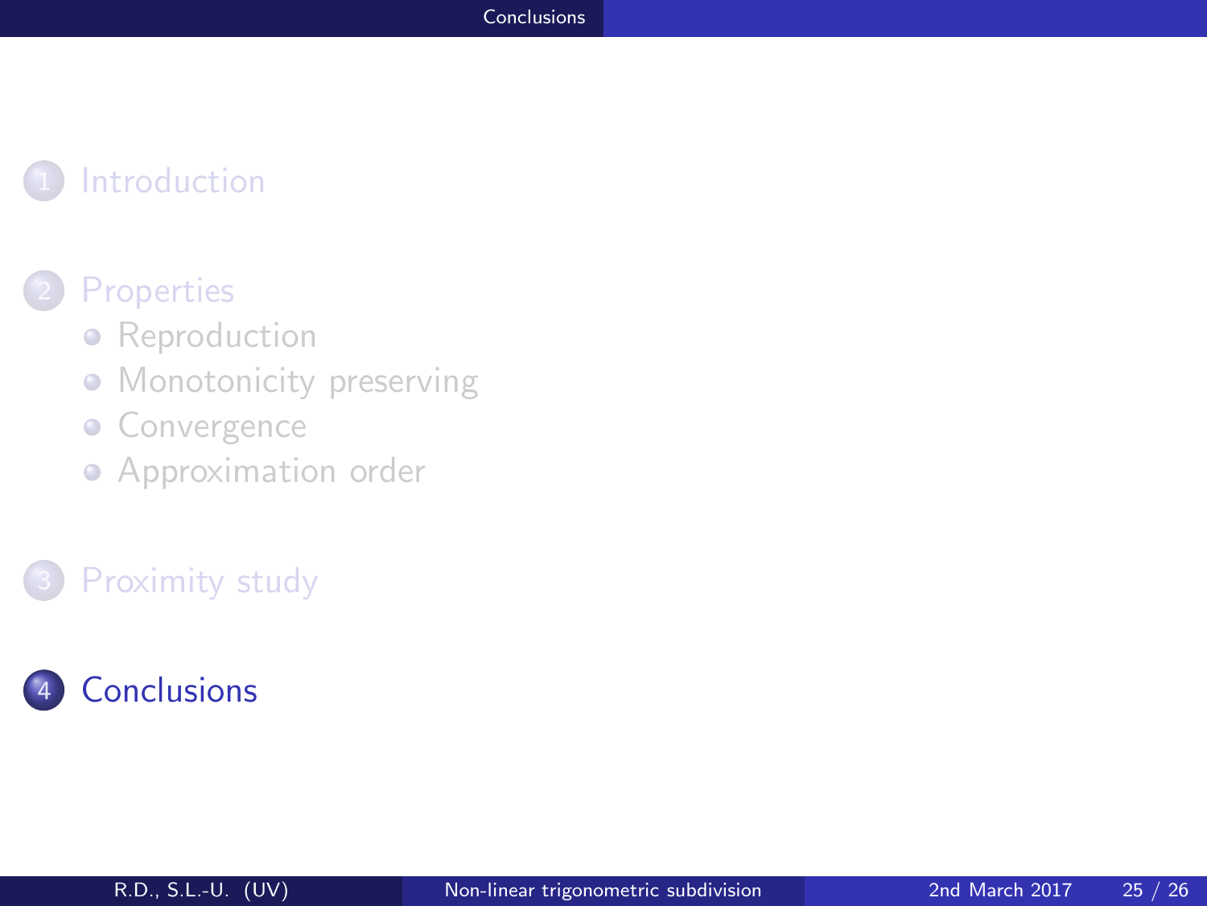1. Introduction

2. Properties
   - Reproduction
   - Monotonicity preserving
   - Convergence
   - Approximation order

3. Proximity study

4. Conclusions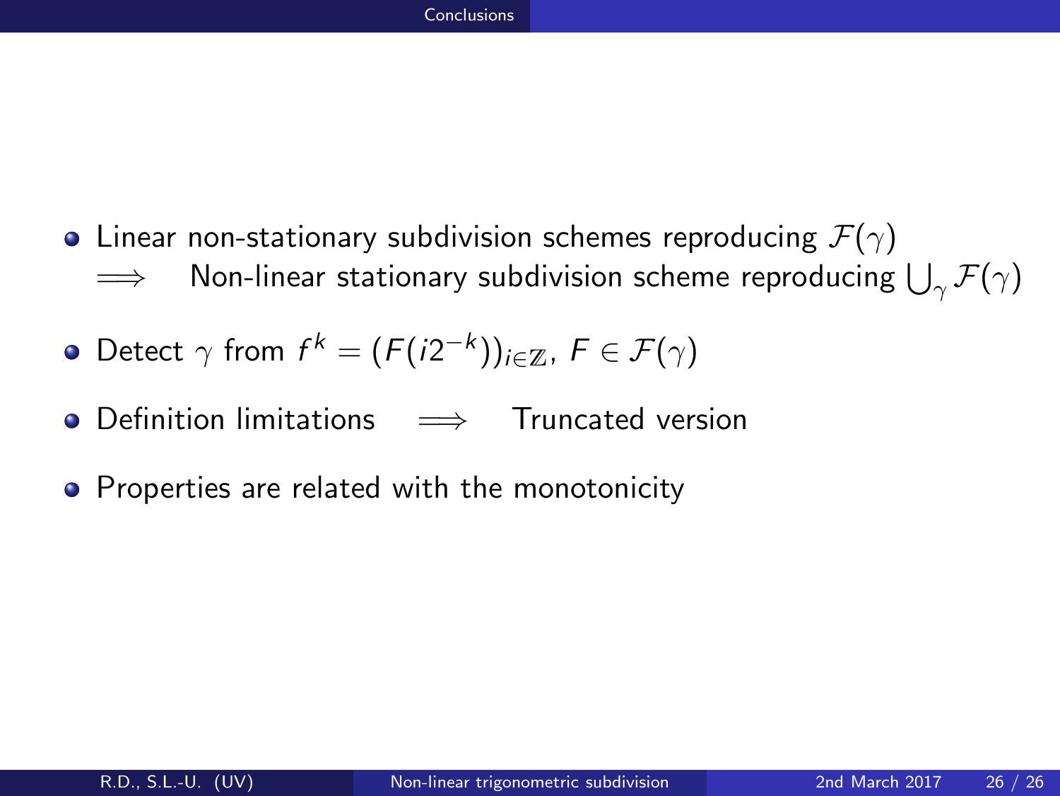- Linear non-stationary subdivision schemes reproducing $\mathcal{F}(\gamma)$ $\implies$ Non-linear stationary subdivision scheme reproducing $\bigcup_{\gamma} \mathcal{F}(\gamma)$
- Detect $\gamma$ from $f^k = (F(i2^{-k}))_{i \in \mathbb{Z}}$, $F \in \mathcal{F}(\gamma)$
- Definition limitations $\implies$ Truncated version
- Properties are related with the monotonicity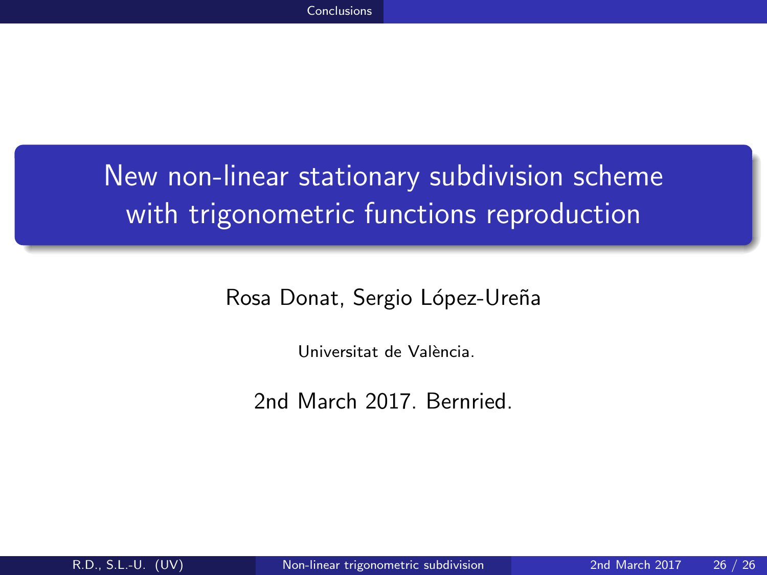# New non-linear stationary subdivision scheme with trigonometric functions reproduction

Rosa Donat, Sergio López-Ureña

Universitat de València.

2nd March 2017. Bernried.